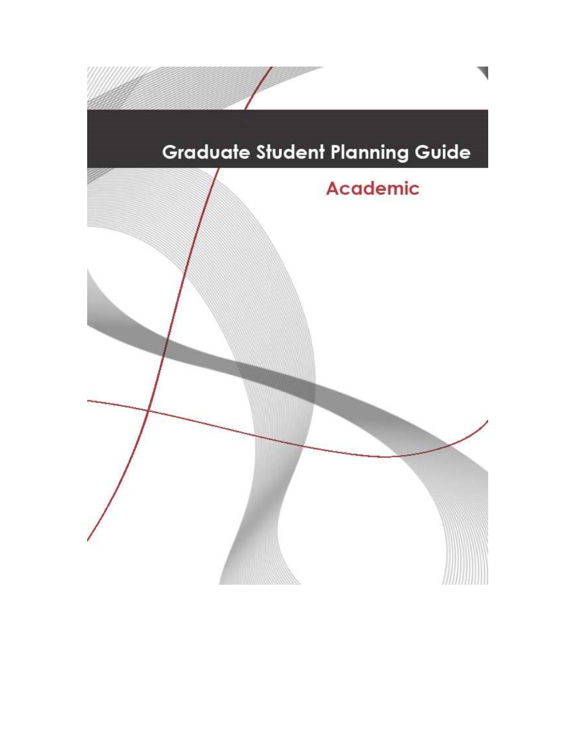# Graduate Student Planning Guide

## Academic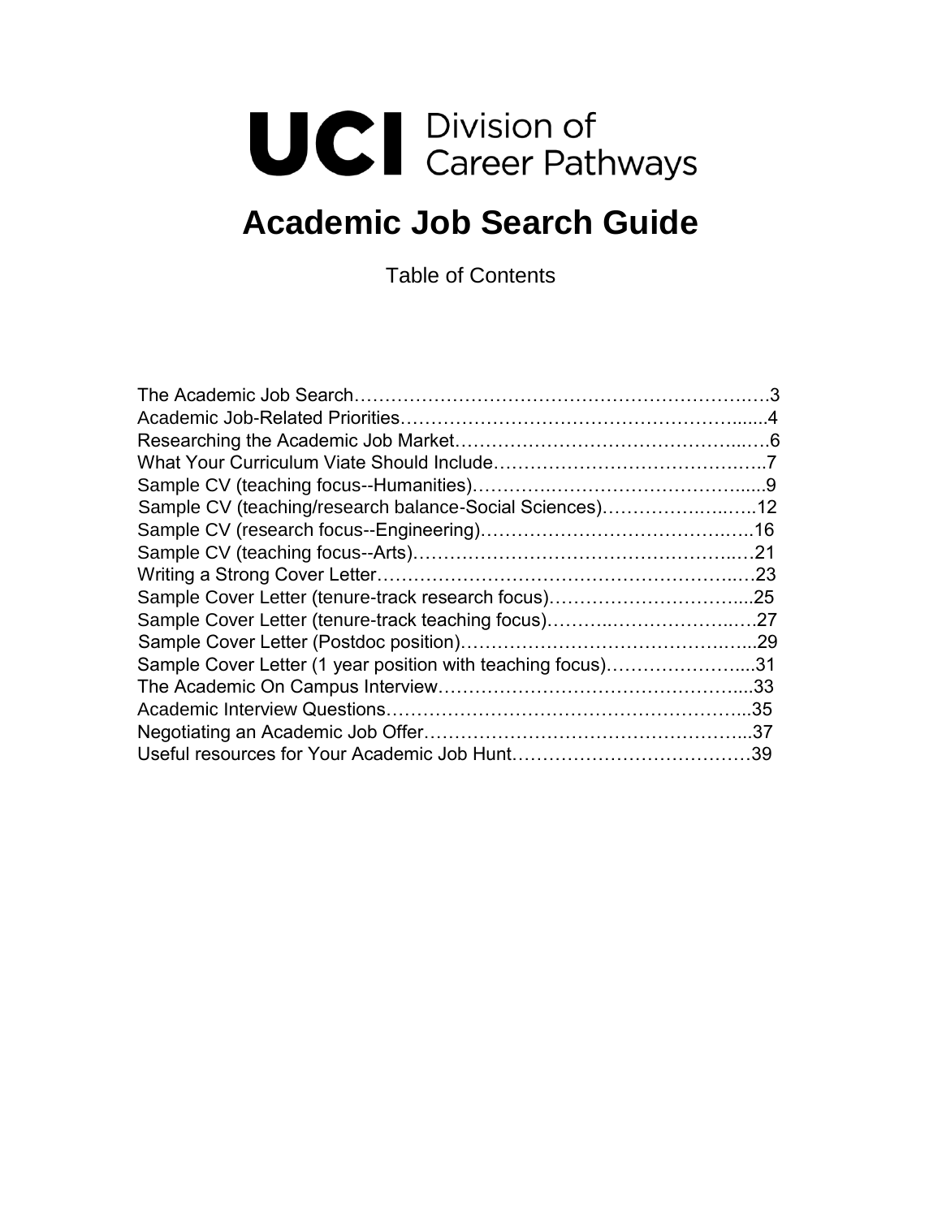UCI Division of Career Pathways

# Academic Job Search Guide

Table of Contents

The Academic Job Search……………………………….……………………….….3
Academic Job-Related Priorities………………………………………………….......4
Researching the Academic Job Market…….…………………………………...….6
What Your Curriculum Viate Should Include……….……………………………….7
Sample CV (teaching focus--Humanities)………….…………………………......9
Sample CV (teaching/research balance-Social Sciences)…….………….…..12
Sample CV (research focus--Engineering)……………………….…………….…..16
Sample CV (teaching focus--Arts)……….………………………….……….….…21
Writing a Strong Cover Letter……………………………………………………..…23
Sample Cover Letter (tenure-track research focus)……………………………....25
Sample Cover Letter (tenure-track teaching focus)………..…………………..….27
Sample Cover Letter (Postdoc position)………………………………….…...29
Sample Cover Letter (1 year position with teaching focus)…………………....31
The Academic On Campus Interview…………………………………………....33
Academic Interview Questions……………………………………………….....35
Negotiating an Academic Job Offer……………………………………………....37
Useful resources for Your Academic Job Hunt…………………………………39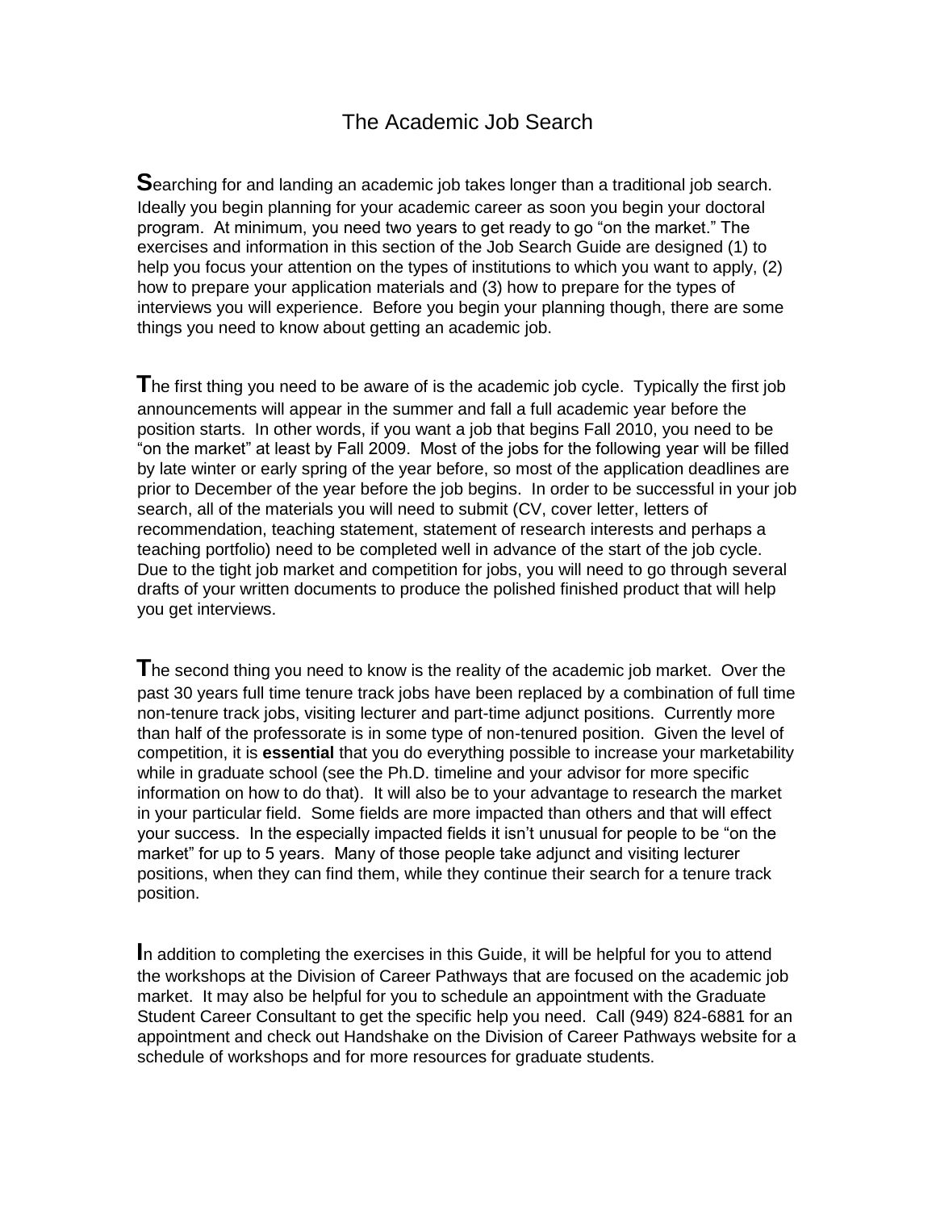# The Academic Job Search

**S**earching for and landing an academic job takes longer than a traditional job search. Ideally you begin planning for your academic career as soon you begin your doctoral program. At minimum, you need two years to get ready to go "on the market." The exercises and information in this section of the Job Search Guide are designed (1) to help you focus your attention on the types of institutions to which you want to apply, (2) how to prepare your application materials and (3) how to prepare for the types of interviews you will experience. Before you begin your planning though, there are some things you need to know about getting an academic job.

**T**he first thing you need to be aware of is the academic job cycle. Typically the first job announcements will appear in the summer and fall a full academic year before the position starts. In other words, if you want a job that begins Fall 2010, you need to be "on the market" at least by Fall 2009. Most of the jobs for the following year will be filled by late winter or early spring of the year before, so most of the application deadlines are prior to December of the year before the job begins. In order to be successful in your job search, all of the materials you will need to submit (CV, cover letter, letters of recommendation, teaching statement, statement of research interests and perhaps a teaching portfolio) need to be completed well in advance of the start of the job cycle. Due to the tight job market and competition for jobs, you will need to go through several drafts of your written documents to produce the polished finished product that will help you get interviews.

**T**he second thing you need to know is the reality of the academic job market. Over the past 30 years full time tenure track jobs have been replaced by a combination of full time non-tenure track jobs, visiting lecturer and part-time adjunct positions. Currently more than half of the professorate is in some type of non-tenured position. Given the level of competition, it is **essential** that you do everything possible to increase your marketability while in graduate school (see the Ph.D. timeline and your advisor for more specific information on how to do that). It will also be to your advantage to research the market in your particular field. Some fields are more impacted than others and that will effect your success. In the especially impacted fields it isn't unusual for people to be "on the market" for up to 5 years. Many of those people take adjunct and visiting lecturer positions, when they can find them, while they continue their search for a tenure track position.

**I**n addition to completing the exercises in this Guide, it will be helpful for you to attend the workshops at the Division of Career Pathways that are focused on the academic job market. It may also be helpful for you to schedule an appointment with the Graduate Student Career Consultant to get the specific help you need. Call (949) 824-6881 for an appointment and check out Handshake on the Division of Career Pathways website for a schedule of workshops and for more resources for graduate students.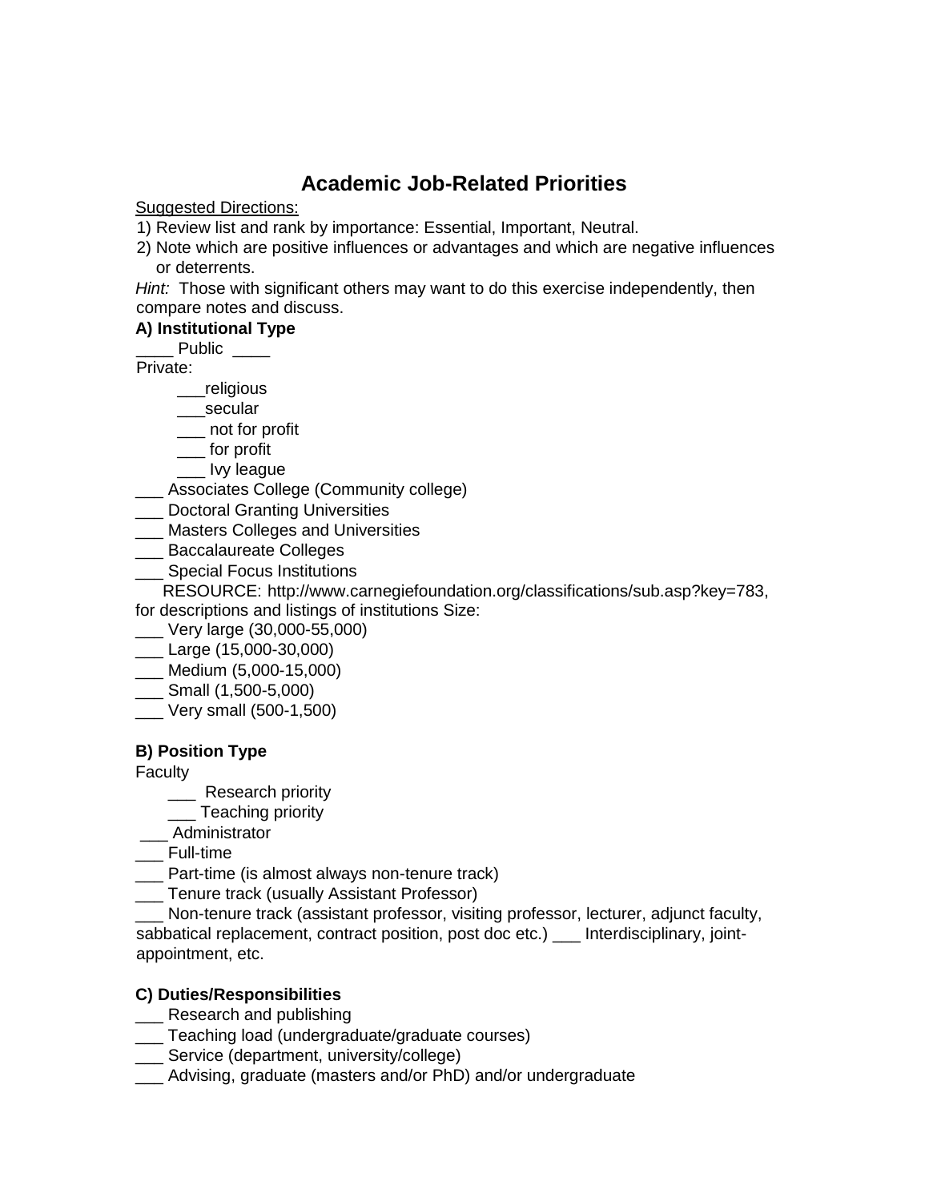# Academic Job-Related Priorities

<u>Suggested Directions:</u>

1) Review list and rank by importance: Essential, Important, Neutral.
2) Note which are positive influences or advantages and which are negative influences or deterrents.

*Hint:* Those with significant others may want to do this exercise independently, then compare notes and discuss.

**A) Institutional Type**

____ Public ____

Private:

- ___religious
- ___secular
- ___ not for profit
- ___ for profit
- ___ Ivy league

___ Associates College (Community college)

___ Doctoral Granting Universities

___ Masters Colleges and Universities

___ Baccalaureate Colleges

___ Special Focus Institutions

RESOURCE: http://www.carnegiefoundation.org/classifications/sub.asp?key=783, for descriptions and listings of institutions Size:

___ Very large (30,000-55,000)

___ Large (15,000-30,000)

___ Medium (5,000-15,000)

___ Small (1,500-5,000)

___ Very small (500-1,500)

**B) Position Type**

Faculty

- ___ Research priority
- ___ Teaching priority

___ Administrator

___ Full-time

___ Part-time (is almost always non-tenure track)

___ Tenure track (usually Assistant Professor)

___ Non-tenure track (assistant professor, visiting professor, lecturer, adjunct faculty, sabbatical replacement, contract position, post doc etc.) ___ Interdisciplinary, joint-appointment, etc.

**C) Duties/Responsibilities**

___ Research and publishing

___ Teaching load (undergraduate/graduate courses)

___ Service (department, university/college)

___ Advising, graduate (masters and/or PhD) and/or undergraduate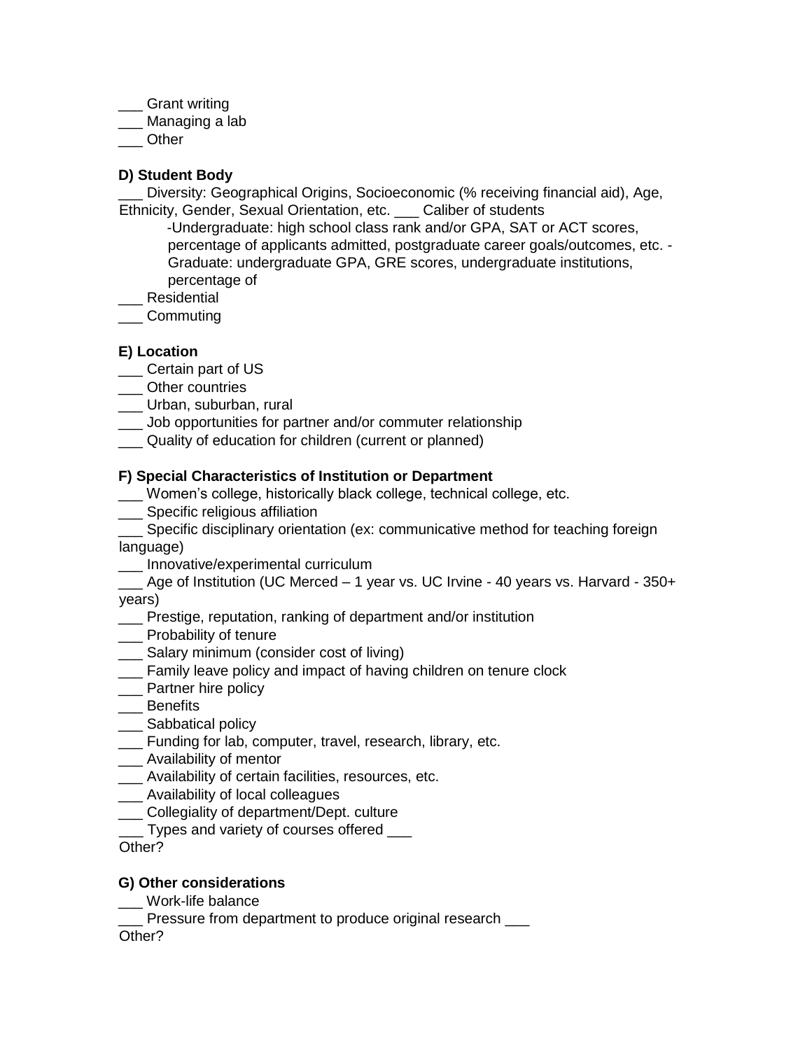___ Grant writing
___ Managing a lab
___ Other

**D) Student Body**

___ Diversity: Geographical Origins, Socioeconomic (% receiving financial aid), Age, Ethnicity, Gender, Sexual Orientation, etc. ___ Caliber of students

-Undergraduate: high school class rank and/or GPA, SAT or ACT scores, percentage of applicants admitted, postgraduate career goals/outcomes, etc. - Graduate: undergraduate GPA, GRE scores, undergraduate institutions, percentage of

___ Residential
___ Commuting

**E) Location**

___ Certain part of US
___ Other countries
___ Urban, suburban, rural
___ Job opportunities for partner and/or commuter relationship
___ Quality of education for children (current or planned)

**F) Special Characteristics of Institution or Department**

___ Women's college, historically black college, technical college, etc.
___ Specific religious affiliation
___ Specific disciplinary orientation (ex: communicative method for teaching foreign language)
___ Innovative/experimental curriculum
___ Age of Institution (UC Merced – 1 year vs. UC Irvine - 40 years vs. Harvard - 350+ years)
___ Prestige, reputation, ranking of department and/or institution
___ Probability of tenure
___ Salary minimum (consider cost of living)
___ Family leave policy and impact of having children on tenure clock
___ Partner hire policy
___ Benefits
___ Sabbatical policy
___ Funding for lab, computer, travel, research, library, etc.
___ Availability of mentor
___ Availability of certain facilities, resources, etc.
___ Availability of local colleagues
___ Collegiality of department/Dept. culture
___ Types and variety of courses offered ___
Other?

**G) Other considerations**

___ Work-life balance
___ Pressure from department to produce original research ___
Other?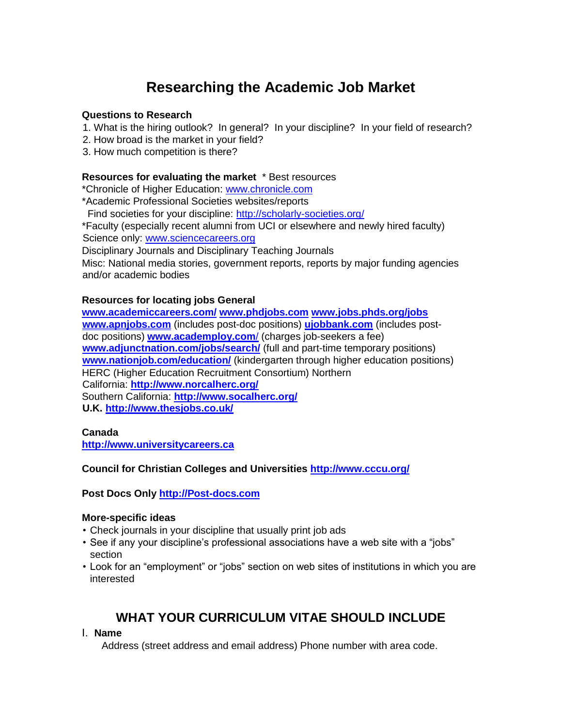# Researching the Academic Job Market

**Questions to Research**

1. What is the hiring outlook? In general? In your discipline? In your field of research?
2. How broad is the market in your field?
3. How much competition is there?

**Resources for evaluating the market** * Best resources

*Chronicle of Higher Education: www.chronicle.com
*Academic Professional Societies websites/reports
Find societies for your discipline: http://scholarly-societies.org/
*Faculty (especially recent alumni from UCI or elsewhere and newly hired faculty)
Science only: www.sciencecareers.org
Disciplinary Journals and Disciplinary Teaching Journals
Misc: National media stories, government reports, reports by major funding agencies and/or academic bodies

**Resources for locating jobs General**

**www.academiccareers.com/** **www.phdjobs.com** **www.jobs.phds.org/jobs** **www.apnjobs.com** (includes post-doc positions) **ujobbank.com** (includes post-doc positions) **www.academploy.com/** (charges job-seekers a fee) **www.adjunctnation.com/jobs/search/** (full and part-time temporary positions) **www.nationjob.com/education/** (kindergarten through higher education positions)
HERC (Higher Education Recruitment Consortium) Northern California: **http://www.norcalherc.org/**
Southern California: **http://www.socalherc.org/**
**U.K.** **http://www.thesjobs.co.uk/**

**Canada**
**http://www.universitycareers.ca**

**Council for Christian Colleges and Universities** **http://www.cccu.org/**

**Post Docs Only** **http://Post-docs.com**

**More-specific ideas**

- Check journals in your discipline that usually print job ads
- See if any your discipline's professional associations have a web site with a "jobs" section
- Look for an "employment" or "jobs" section on web sites of institutions in which you are interested

## WHAT YOUR CURRICULUM VITAE SHOULD INCLUDE

I. **Name**

Address (street address and email address) Phone number with area code.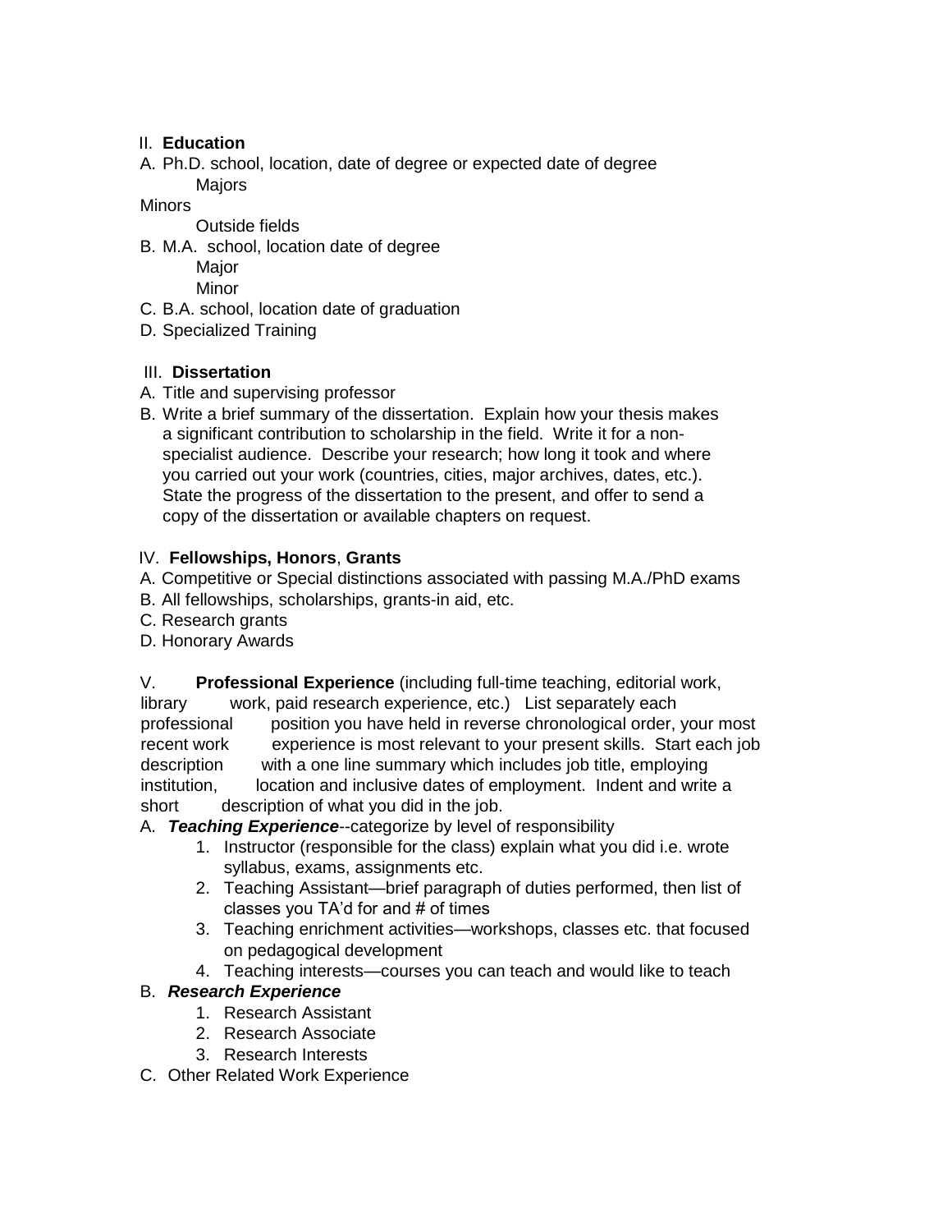II. **Education**

A. Ph.D. school, location, date of degree or expected date of degree
   Majors
   Minors
   Outside fields

B. M.A. school, location date of degree
   Major
   Minor

C. B.A. school, location date of graduation

D. Specialized Training

III. **Dissertation**

A. Title and supervising professor

B. Write a brief summary of the dissertation. Explain how your thesis makes a significant contribution to scholarship in the field. Write it for a non-specialist audience. Describe your research; how long it took and where you carried out your work (countries, cities, major archives, dates, etc.). State the progress of the dissertation to the present, and offer to send a copy of the dissertation or available chapters on request.

IV. **Fellowships, Honors**, **Grants**

A. Competitive or Special distinctions associated with passing M.A./PhD exams

B. All fellowships, scholarships, grants-in aid, etc.

C. Research grants

D. Honorary Awards

V. **Professional Experience** (including full-time teaching, editorial work, library work, paid research experience, etc.) List separately each professional position you have held in reverse chronological order, your most recent work experience is most relevant to your present skills. Start each job description with a one line summary which includes job title, employing institution, location and inclusive dates of employment. Indent and write a short description of what you did in the job.

A. ***Teaching Experience***--categorize by level of responsibility
   1. Instructor (responsible for the class) explain what you did i.e. wrote syllabus, exams, assignments etc.
   2. Teaching Assistant—brief paragraph of duties performed, then list of classes you TA'd for and # of times
   3. Teaching enrichment activities—workshops, classes etc. that focused on pedagogical development
   4. Teaching interests—courses you can teach and would like to teach

B. ***Research Experience***
   1. Research Assistant
   2. Research Associate
   3. Research Interests

C. Other Related Work Experience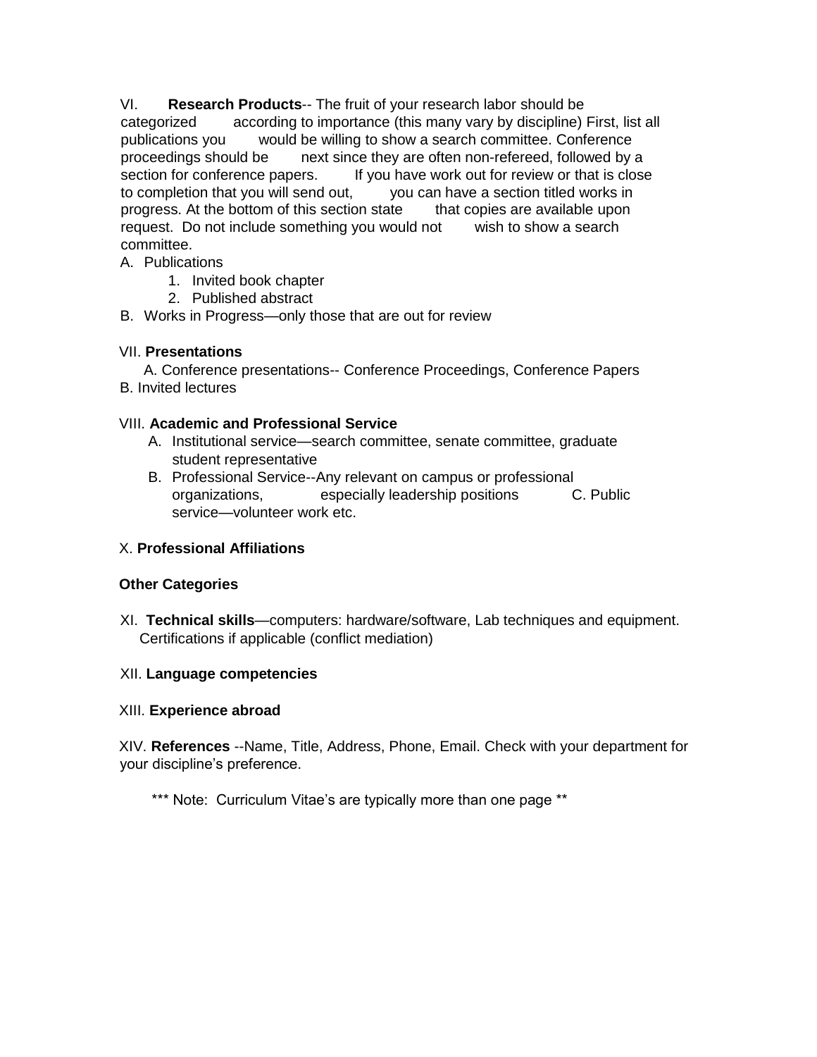VI. **Research Products**-- The fruit of your research labor should be categorized according to importance (this many vary by discipline) First, list all publications you would be willing to show a search committee. Conference proceedings should be next since they are often non-refereed, followed by a section for conference papers. If you have work out for review or that is close to completion that you will send out, you can have a section titled works in progress. At the bottom of this section state that copies are available upon request. Do not include something you would not wish to show a search committee.

A. Publications
   1. Invited book chapter
   2. Published abstract

B. Works in Progress—only those that are out for review

VII. **Presentations**

A. Conference presentations-- Conference Proceedings, Conference Papers

B. Invited lectures

VIII. **Academic and Professional Service**

A. Institutional service—search committee, senate committee, graduate student representative

B. Professional Service--Any relevant on campus or professional organizations, especially leadership positions

C. Public service—volunteer work etc.

X. **Professional Affiliations**

**Other Categories**

XI. **Technical skills**—computers: hardware/software, Lab techniques and equipment. Certifications if applicable (conflict mediation)

XII. **Language competencies**

XIII. **Experience abroad**

XIV. **References** --Name, Title, Address, Phone, Email. Check with your department for your discipline's preference.

*** Note: Curriculum Vitae's are typically more than one page **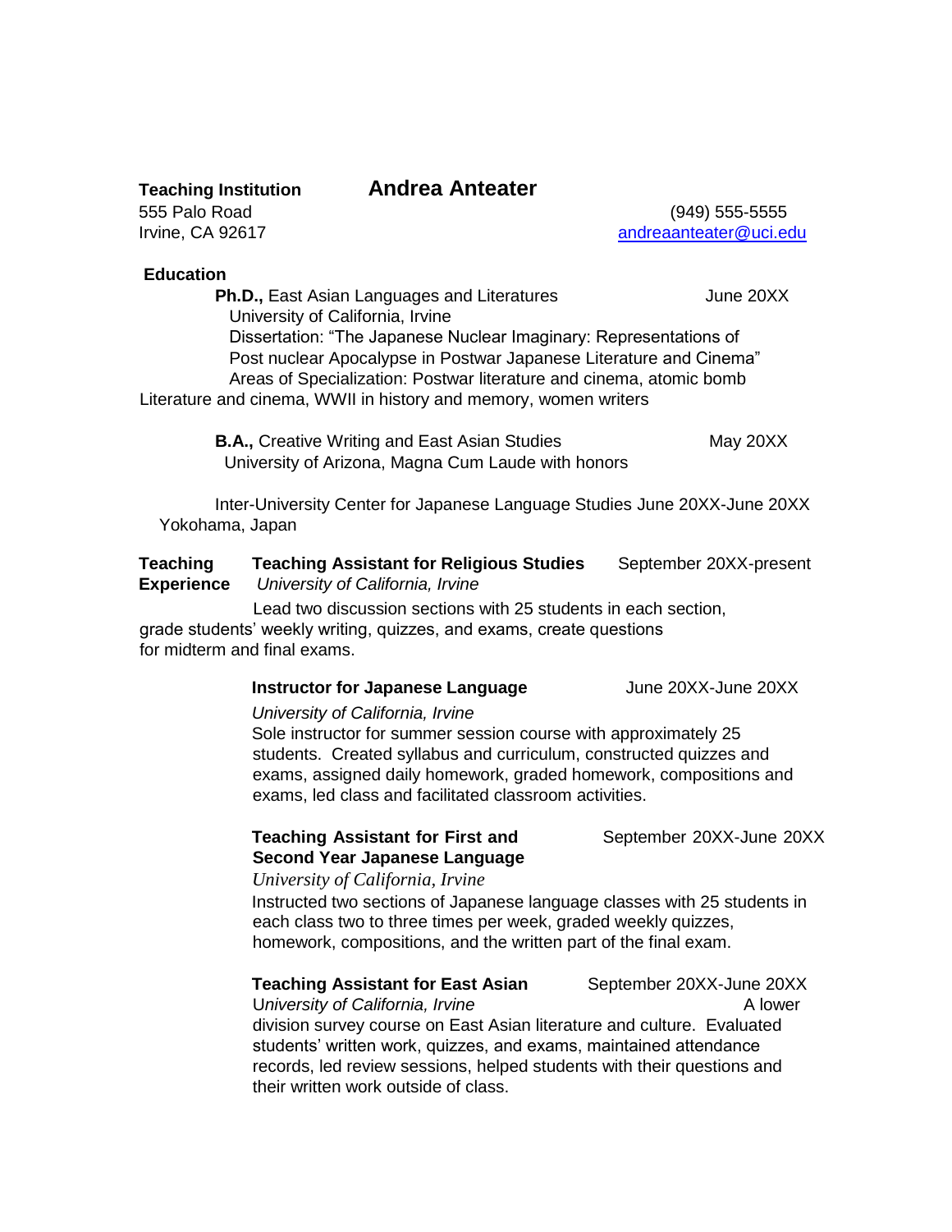**Teaching Institution**

# Andrea Anteater

555 Palo Road
Irvine, CA 92617

(949) 555-5555
andreaanteater@uci.edu

**Education**

**Ph.D.,** East Asian Languages and Literatures — June 20XX
University of California, Irvine
Dissertation: "The Japanese Nuclear Imaginary: Representations of Post nuclear Apocalypse in Postwar Japanese Literature and Cinema"
Areas of Specialization: Postwar literature and cinema, atomic bomb Literature and cinema, WWII in history and memory, women writers

**B.A.,** Creative Writing and East Asian Studies — May 20XX
University of Arizona, Magna Cum Laude with honors

Inter-University Center for Japanese Language Studies June 20XX-June 20XX
Yokohama, Japan

**Teaching Experience**

**Teaching Assistant for Religious Studies** — September 20XX-present
*University of California, Irvine*
Lead two discussion sections with 25 students in each section, grade students' weekly writing, quizzes, and exams, create questions for midterm and final exams.

**Instructor for Japanese Language** — June 20XX-June 20XX
*University of California, Irvine*
Sole instructor for summer session course with approximately 25 students. Created syllabus and curriculum, constructed quizzes and exams, assigned daily homework, graded homework, compositions and exams, led class and facilitated classroom activities.

**Teaching Assistant for First and Second Year Japanese Language** — September 20XX-June 20XX
*University of California, Irvine*
Instructed two sections of Japanese language classes with 25 students in each class two to three times per week, graded weekly quizzes, homework, compositions, and the written part of the final exam.

**Teaching Assistant for East Asian** — September 20XX-June 20XX
*University of California, Irvine*
A lower division survey course on East Asian literature and culture. Evaluated students' written work, quizzes, and exams, maintained attendance records, led review sessions, helped students with their questions and their written work outside of class.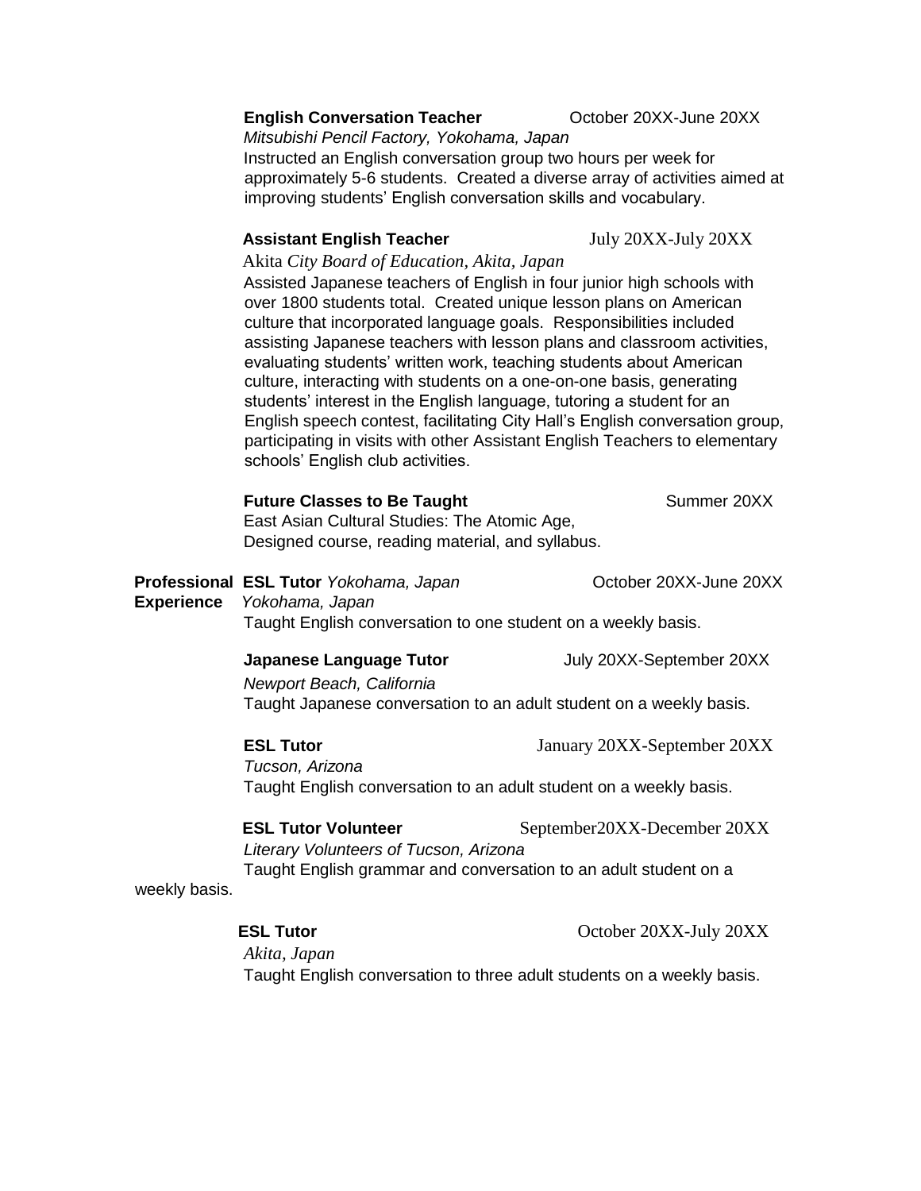**English Conversation Teacher** October 20XX-June 20XX
*Mitsubishi Pencil Factory, Yokohama, Japan*
Instructed an English conversation group two hours per week for approximately 5-6 students. Created a diverse array of activities aimed at improving students' English conversation skills and vocabulary.

**Assistant English Teacher** July 20XX-July 20XX
Akita *City Board of Education, Akita, Japan*
Assisted Japanese teachers of English in four junior high schools with over 1800 students total. Created unique lesson plans on American culture that incorporated language goals. Responsibilities included assisting Japanese teachers with lesson plans and classroom activities, evaluating students' written work, teaching students about American culture, interacting with students on a one-on-one basis, generating students' interest in the English language, tutoring a student for an English speech contest, facilitating City Hall's English conversation group, participating in visits with other Assistant English Teachers to elementary schools' English club activities.

**Future Classes to Be Taught** Summer 20XX
East Asian Cultural Studies: The Atomic Age,
Designed course, reading material, and syllabus.

**Professional Experience**

**ESL Tutor** *Yokohama, Japan* October 20XX-June 20XX
*Yokohama, Japan*
Taught English conversation to one student on a weekly basis.

**Japanese Language Tutor** July 20XX-September 20XX
*Newport Beach, California*
Taught Japanese conversation to an adult student on a weekly basis.

**ESL Tutor** January 20XX-September 20XX
*Tucson, Arizona*
Taught English conversation to an adult student on a weekly basis.

**ESL Tutor Volunteer** September20XX-December 20XX
*Literary Volunteers of Tucson, Arizona*
Taught English grammar and conversation to an adult student on a weekly basis.

**ESL Tutor** October 20XX-July 20XX
*Akita, Japan*
Taught English conversation to three adult students on a weekly basis.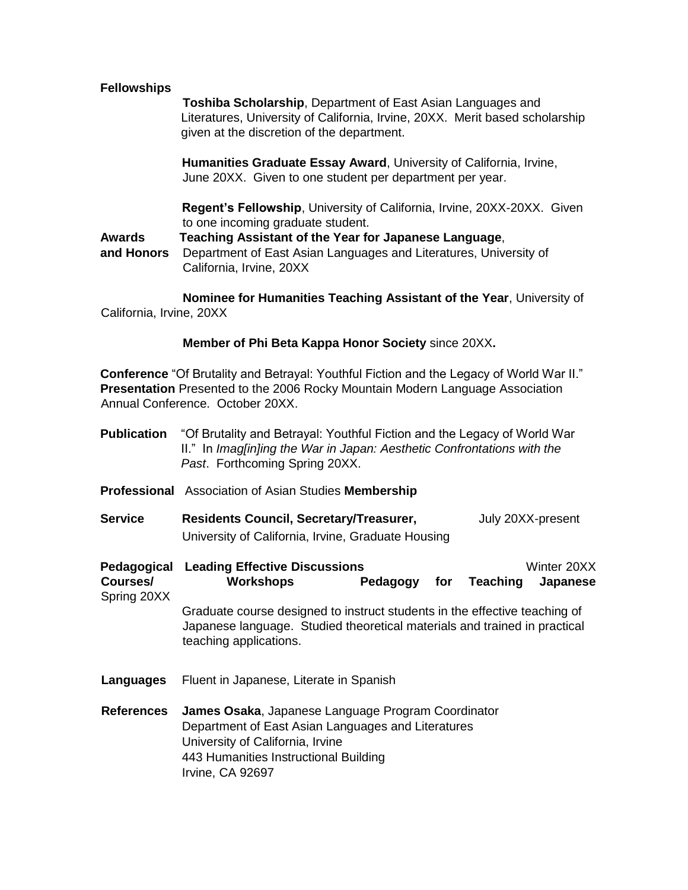**Fellowships**

**Toshiba Scholarship**, Department of East Asian Languages and Literatures, University of California, Irvine, 20XX. Merit based scholarship given at the discretion of the department.

**Humanities Graduate Essay Award**, University of California, Irvine, June 20XX. Given to one student per department per year.

**Regent's Fellowship**, University of California, Irvine, 20XX-20XX. Given to one incoming graduate student.

**Awards and Honors**

**Teaching Assistant of the Year for Japanese Language**, Department of East Asian Languages and Literatures, University of California, Irvine, 20XX

**Nominee for Humanities Teaching Assistant of the Year**, University of California, Irvine, 20XX

**Member of Phi Beta Kappa Honor Society** since 20XX**.**

**Conference Presentation**

"Of Brutality and Betrayal: Youthful Fiction and the Legacy of World War II." Presented to the 2006 Rocky Mountain Modern Language Association Annual Conference. October 20XX.

**Publication**

"Of Brutality and Betrayal: Youthful Fiction and the Legacy of World War II." In *Imag[in]ing the War in Japan: Aesthetic Confrontations with the Past*. Forthcoming Spring 20XX.

**Professional Membership**

Association of Asian Studies

**Service**

**Residents Council, Secretary/Treasurer,** July 20XX-present
University of California, Irvine, Graduate Housing

**Pedagogical Courses/ Workshops**

**Leading Effective Discussions** Winter 20XX

**Pedagogy for Teaching Japanese** Spring 20XX

Graduate course designed to instruct students in the effective teaching of Japanese language. Studied theoretical materials and trained in practical teaching applications.

**Languages**

Fluent in Japanese, Literate in Spanish

**References**

**James Osaka**, Japanese Language Program Coordinator
Department of East Asian Languages and Literatures
University of California, Irvine
443 Humanities Instructional Building
Irvine, CA 92697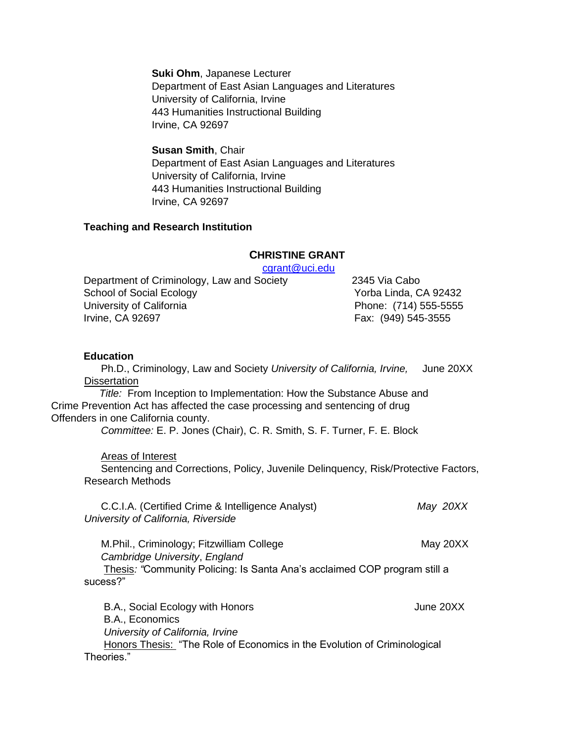**Suki Ohm**, Japanese Lecturer
Department of East Asian Languages and Literatures
University of California, Irvine
443 Humanities Instructional Building
Irvine, CA 92697

**Susan Smith**, Chair
Department of East Asian Languages and Literatures
University of California, Irvine
443 Humanities Instructional Building
Irvine, CA 92697

**Teaching and Research Institution**

**CHRISTINE GRANT**

cgrant@uci.edu

Department of Criminology, Law and Society
School of Social Ecology
University of California
Irvine, CA 92697

2345 Via Cabo
Yorba Linda, CA 92432
Phone: (714) 555-5555
Fax: (949) 545-3555

**Education**

Ph.D., Criminology, Law and Society *University of California, Irvine,* June 20XX

Dissertation

*Title:* From Inception to Implementation: How the Substance Abuse and Crime Prevention Act has affected the case processing and sentencing of drug Offenders in one California county.

*Committee:* E. P. Jones (Chair), C. R. Smith, S. F. Turner, F. E. Block

Areas of Interest

Sentencing and Corrections, Policy, Juvenile Delinquency, Risk/Protective Factors, Research Methods

C.C.I.A. (Certified Crime & Intelligence Analyst) *May 20XX*
*University of California, Riverside*

M.Phil., Criminology; Fitzwilliam College May 20XX
*Cambridge University*, *England*
Thesis*: "*Community Policing: Is Santa Ana's acclaimed COP program still a sucess?"

B.A., Social Ecology with Honors June 20XX
B.A., Economics
*University of California, Irvine*
Honors Thesis: "The Role of Economics in the Evolution of Criminological Theories."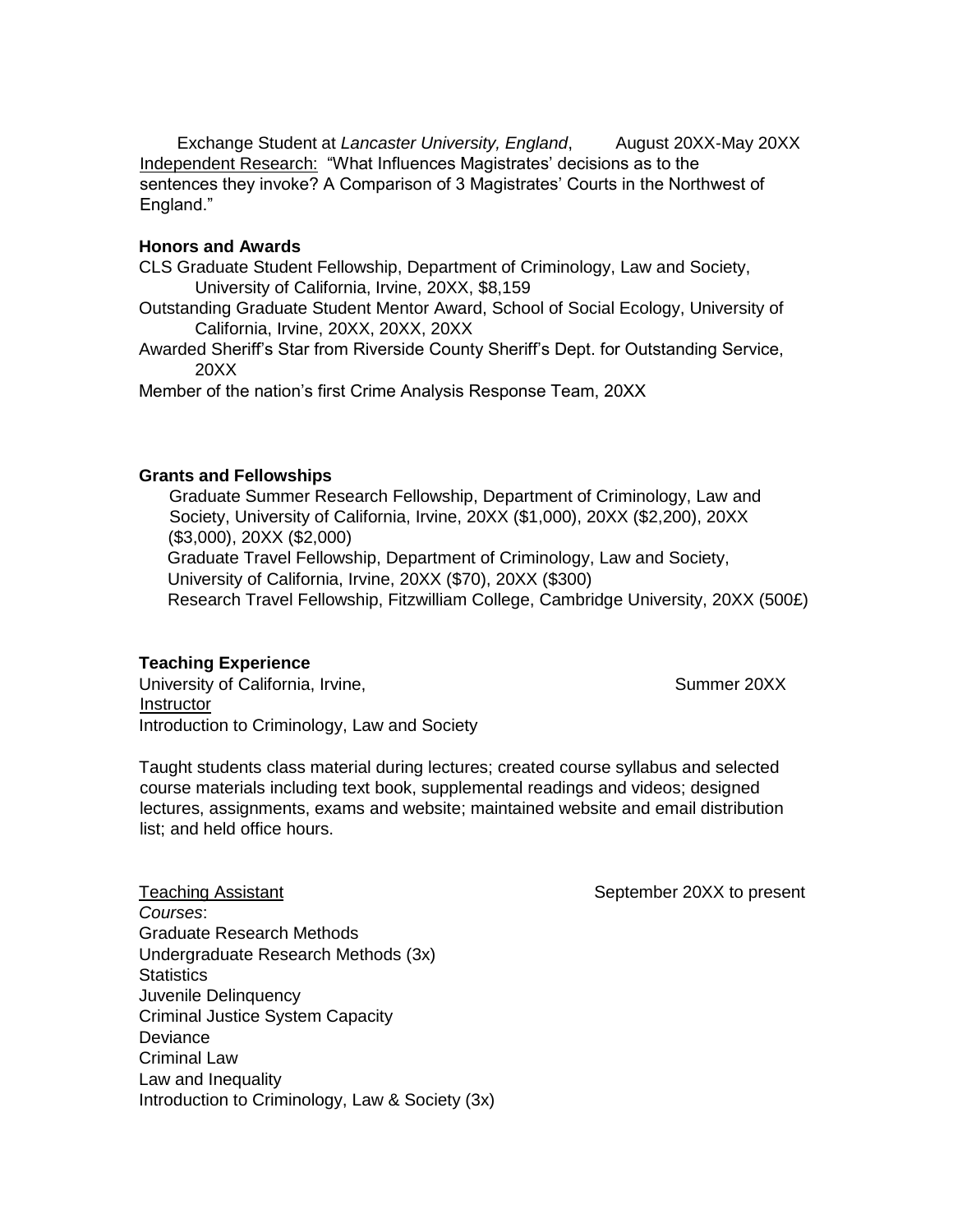Exchange Student at *Lancaster University, England*, August 20XX-May 20XX
Independent Research: "What Influences Magistrates' decisions as to the sentences they invoke? A Comparison of 3 Magistrates' Courts in the Northwest of England."

**Honors and Awards**

CLS Graduate Student Fellowship, Department of Criminology, Law and Society, University of California, Irvine, 20XX, $8,159

Outstanding Graduate Student Mentor Award, School of Social Ecology, University of California, Irvine, 20XX, 20XX, 20XX

Awarded Sheriff's Star from Riverside County Sheriff's Dept. for Outstanding Service, 20XX

Member of the nation's first Crime Analysis Response Team, 20XX

**Grants and Fellowships**

Graduate Summer Research Fellowship, Department of Criminology, Law and Society, University of California, Irvine, 20XX ($1,000), 20XX ($2,200), 20XX ($3,000), 20XX ($2,000)

Graduate Travel Fellowship, Department of Criminology, Law and Society, University of California, Irvine, 20XX ($70), 20XX ($300)

Research Travel Fellowship, Fitzwilliam College, Cambridge University, 20XX (500£)

**Teaching Experience**

University of California, Irvine, Summer 20XX
Instructor
Introduction to Criminology, Law and Society

Taught students class material during lectures; created course syllabus and selected course materials including text book, supplemental readings and videos; designed lectures, assignments, exams and website; maintained website and email distribution list; and held office hours.

Teaching Assistant September 20XX to present
*Courses*:
Graduate Research Methods
Undergraduate Research Methods (3x)
Statistics
Juvenile Delinquency
Criminal Justice System Capacity
Deviance
Criminal Law
Law and Inequality
Introduction to Criminology, Law & Society (3x)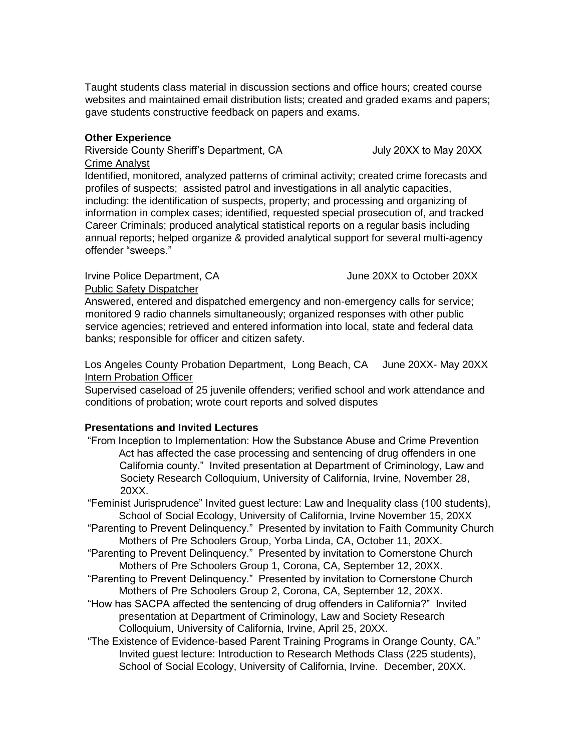Taught students class material in discussion sections and office hours; created course websites and maintained email distribution lists; created and graded exams and papers; gave students constructive feedback on papers and exams.

### Other Experience

Riverside County Sheriff's Department, CA July 20XX to May 20XX
<u>Crime Analyst</u>
Identified, monitored, analyzed patterns of criminal activity; created crime forecasts and profiles of suspects; assisted patrol and investigations in all analytic capacities, including: the identification of suspects, property; and processing and organizing of information in complex cases; identified, requested special prosecution of, and tracked Career Criminals; produced analytical statistical reports on a regular basis including annual reports; helped organize & provided analytical support for several multi-agency offender "sweeps."

Irvine Police Department, CA June 20XX to October 20XX
<u>Public Safety Dispatcher</u>
Answered, entered and dispatched emergency and non-emergency calls for service; monitored 9 radio channels simultaneously; organized responses with other public service agencies; retrieved and entered information into local, state and federal data banks; responsible for officer and citizen safety.

Los Angeles County Probation Department, Long Beach, CA June 20XX- May 20XX
<u>Intern Probation Officer</u>
Supervised caseload of 25 juvenile offenders; verified school and work attendance and conditions of probation; wrote court reports and solved disputes

### Presentations and Invited Lectures

"From Inception to Implementation: How the Substance Abuse and Crime Prevention Act has affected the case processing and sentencing of drug offenders in one California county." Invited presentation at Department of Criminology, Law and Society Research Colloquium, University of California, Irvine, November 28, 20XX.

"Feminist Jurisprudence" Invited guest lecture: Law and Inequality class (100 students), School of Social Ecology, University of California, Irvine November 15, 20XX

"Parenting to Prevent Delinquency." Presented by invitation to Faith Community Church Mothers of Pre Schoolers Group, Yorba Linda, CA, October 11, 20XX.

"Parenting to Prevent Delinquency." Presented by invitation to Cornerstone Church Mothers of Pre Schoolers Group 1, Corona, CA, September 12, 20XX.

"Parenting to Prevent Delinquency." Presented by invitation to Cornerstone Church Mothers of Pre Schoolers Group 2, Corona, CA, September 12, 20XX.

"How has SACPA affected the sentencing of drug offenders in California?" Invited presentation at Department of Criminology, Law and Society Research Colloquium, University of California, Irvine, April 25, 20XX.

"The Existence of Evidence-based Parent Training Programs in Orange County, CA." Invited guest lecture: Introduction to Research Methods Class (225 students), School of Social Ecology, University of California, Irvine. December, 20XX.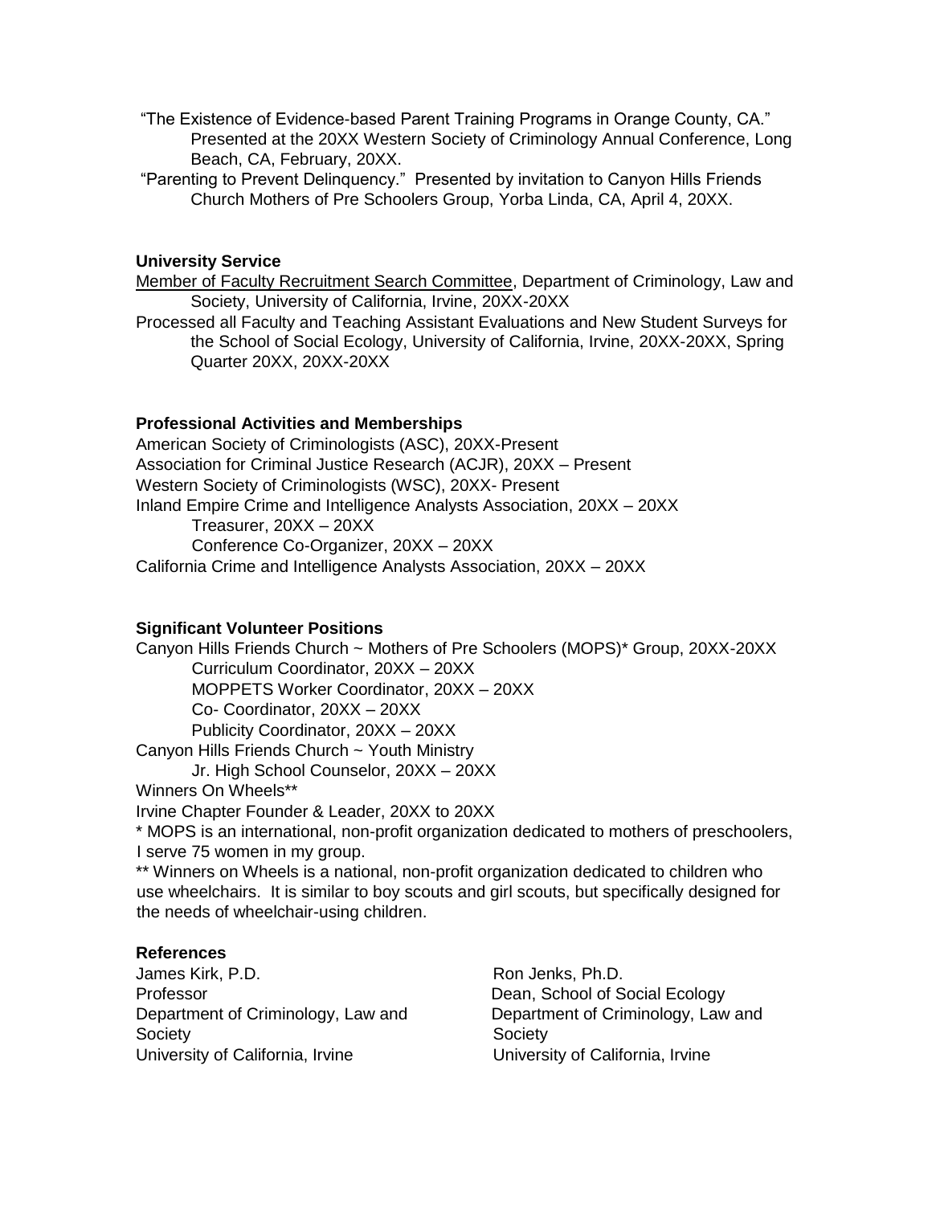"The Existence of Evidence-based Parent Training Programs in Orange County, CA." Presented at the 20XX Western Society of Criminology Annual Conference, Long Beach, CA, February, 20XX.

"Parenting to Prevent Delinquency." Presented by invitation to Canyon Hills Friends Church Mothers of Pre Schoolers Group, Yorba Linda, CA, April 4, 20XX.

**University Service**

Member of Faculty Recruitment Search Committee, Department of Criminology, Law and Society, University of California, Irvine, 20XX-20XX

Processed all Faculty and Teaching Assistant Evaluations and New Student Surveys for the School of Social Ecology, University of California, Irvine, 20XX-20XX, Spring Quarter 20XX, 20XX-20XX

**Professional Activities and Memberships**

American Society of Criminologists (ASC), 20XX-Present
Association for Criminal Justice Research (ACJR), 20XX – Present
Western Society of Criminologists (WSC), 20XX- Present
Inland Empire Crime and Intelligence Analysts Association, 20XX – 20XX
    Treasurer, 20XX – 20XX
    Conference Co-Organizer, 20XX – 20XX
California Crime and Intelligence Analysts Association, 20XX – 20XX

**Significant Volunteer Positions**

Canyon Hills Friends Church ~ Mothers of Pre Schoolers (MOPS)* Group, 20XX-20XX
    Curriculum Coordinator, 20XX – 20XX
    MOPPETS Worker Coordinator, 20XX – 20XX
    Co- Coordinator, 20XX – 20XX
    Publicity Coordinator, 20XX – 20XX
Canyon Hills Friends Church ~ Youth Ministry
    Jr. High School Counselor, 20XX – 20XX
Winners On Wheels**
Irvine Chapter Founder & Leader, 20XX to 20XX

* MOPS is an international, non-profit organization dedicated to mothers of preschoolers, I serve 75 women in my group.

** Winners on Wheels is a national, non-profit organization dedicated to children who use wheelchairs. It is similar to boy scouts and girl scouts, but specifically designed for the needs of wheelchair-using children.

**References**

James Kirk, P.D.
Professor
Department of Criminology, Law and Society
University of California, Irvine

Ron Jenks, Ph.D.
Dean, School of Social Ecology
Department of Criminology, Law and Society
University of California, Irvine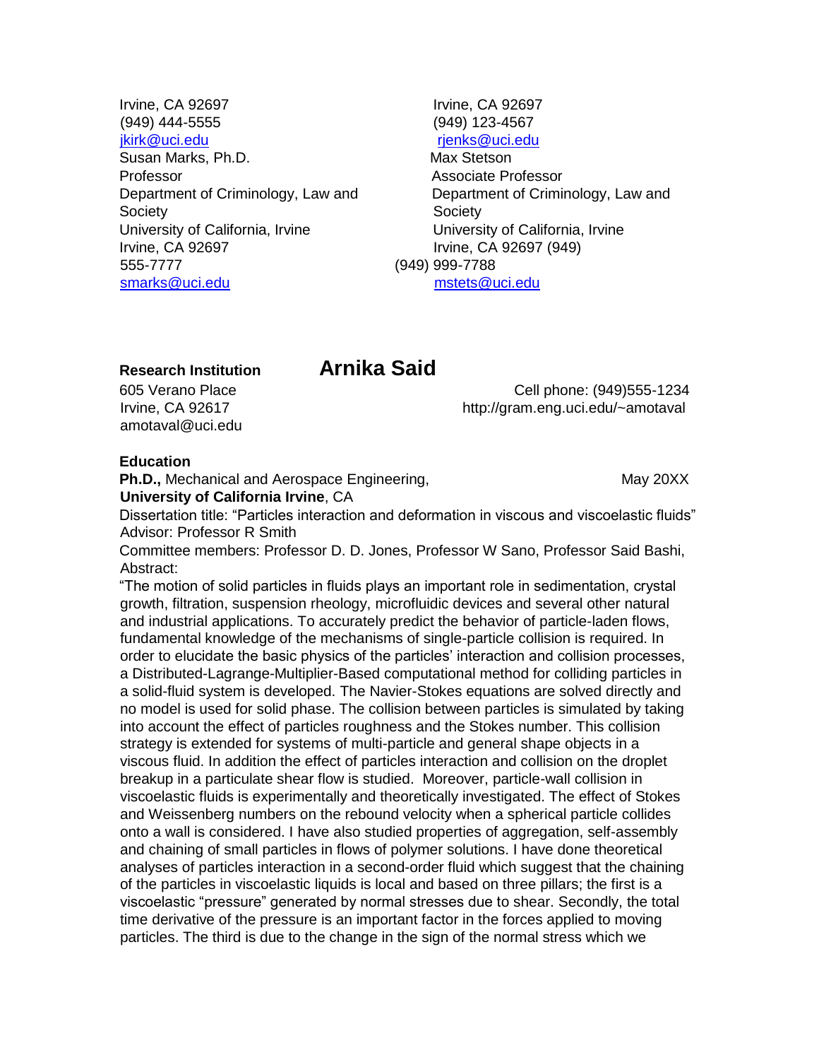Irvine, CA 92697
(949) 444-5555
[jkirk@uci.edu](mailto:jkirk@uci.edu)

Irvine, CA 92697
(949) 123-4567
[rjenks@uci.edu](mailto:rjenks@uci.edu)

Susan Marks, Ph.D.
Professor
Department of Criminology, Law and Society
University of California, Irvine
Irvine, CA 92697
(949) 555-7777
[smarks@uci.edu](mailto:smarks@uci.edu)

Max Stetson
Associate Professor
Department of Criminology, Law and Society
University of California, Irvine
Irvine, CA 92697
(949) 999-7788
[mstets@uci.edu](mailto:mstets@uci.edu)

**Research Institution**

# Arnika Said

605 Verano Place
Irvine, CA 92617
amotaval@uci.edu

Cell phone: (949)555-1234
http://gram.eng.uci.edu/~amotaval

**Education**

**Ph.D.,** Mechanical and Aerospace Engineering, May 20XX
**University of California Irvine**, CA

Dissertation title: "Particles interaction and deformation in viscous and viscoelastic fluids"
Advisor: Professor R Smith
Committee members: Professor D. D. Jones, Professor W Sano, Professor Said Bashi,
Abstract:

"The motion of solid particles in fluids plays an important role in sedimentation, crystal growth, filtration, suspension rheology, microfluidic devices and several other natural and industrial applications. To accurately predict the behavior of particle-laden flows, fundamental knowledge of the mechanisms of single-particle collision is required. In order to elucidate the basic physics of the particles' interaction and collision processes, a Distributed-Lagrange-Multiplier-Based computational method for colliding particles in a solid-fluid system is developed. The Navier-Stokes equations are solved directly and no model is used for solid phase. The collision between particles is simulated by taking into account the effect of particles roughness and the Stokes number. This collision strategy is extended for systems of multi-particle and general shape objects in a viscous fluid. In addition the effect of particles interaction and collision on the droplet breakup in a particulate shear flow is studied. Moreover, particle-wall collision in viscoelastic fluids is experimentally and theoretically investigated. The effect of Stokes and Weissenberg numbers on the rebound velocity when a spherical particle collides onto a wall is considered. I have also studied properties of aggregation, self-assembly and chaining of small particles in flows of polymer solutions. I have done theoretical analyses of particles interaction in a second-order fluid which suggest that the chaining of the particles in viscoelastic liquids is local and based on three pillars; the first is a viscoelastic "pressure" generated by normal stresses due to shear. Secondly, the total time derivative of the pressure is an important factor in the forces applied to moving particles. The third is due to the change in the sign of the normal stress which we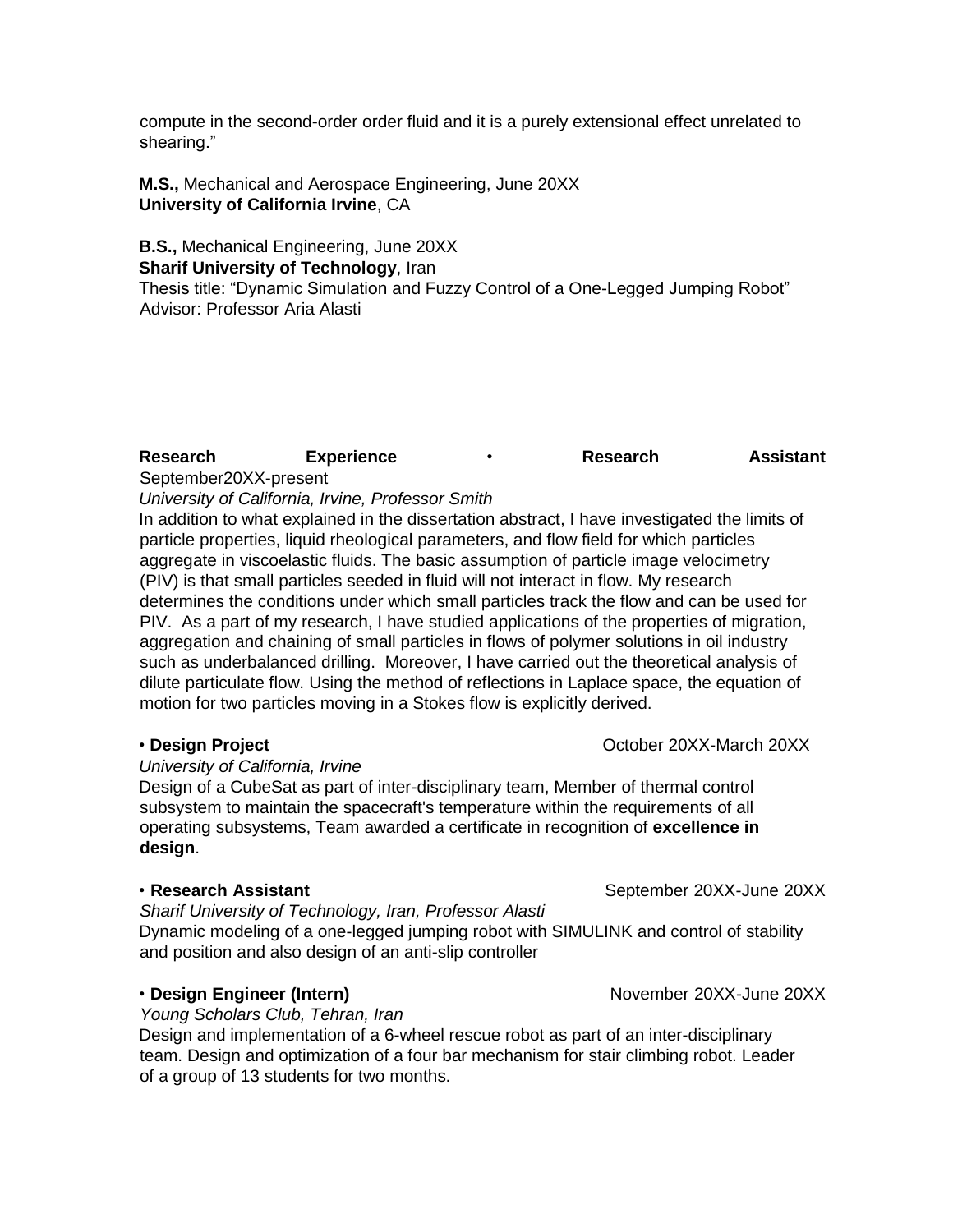compute in the second-order order fluid and it is a purely extensional effect unrelated to shearing."

**M.S.,** Mechanical and Aerospace Engineering, June 20XX
**University of California Irvine**, CA

**B.S.,** Mechanical Engineering, June 20XX
**Sharif University of Technology**, Iran
Thesis title: "Dynamic Simulation and Fuzzy Control of a One-Legged Jumping Robot"
Advisor: Professor Aria Alasti

**Research Experience** • **Research Assistant**
September20XX-present
*University of California, Irvine, Professor Smith*
In addition to what explained in the dissertation abstract, I have investigated the limits of particle properties, liquid rheological parameters, and flow field for which particles aggregate in viscoelastic fluids. The basic assumption of particle image velocimetry (PIV) is that small particles seeded in fluid will not interact in flow. My research determines the conditions under which small particles track the flow and can be used for PIV. As a part of my research, I have studied applications of the properties of migration, aggregation and chaining of small particles in flows of polymer solutions in oil industry such as underbalanced drilling. Moreover, I have carried out the theoretical analysis of dilute particulate flow. Using the method of reflections in Laplace space, the equation of motion for two particles moving in a Stokes flow is explicitly derived.

• **Design Project** October 20XX-March 20XX
*University of California, Irvine*
Design of a CubeSat as part of inter-disciplinary team, Member of thermal control subsystem to maintain the spacecraft's temperature within the requirements of all operating subsystems, Team awarded a certificate in recognition of **excellence in design**.

• **Research Assistant** September 20XX-June 20XX
*Sharif University of Technology, Iran, Professor Alasti*
Dynamic modeling of a one-legged jumping robot with SIMULINK and control of stability and position and also design of an anti-slip controller

• **Design Engineer (Intern)** November 20XX-June 20XX
*Young Scholars Club, Tehran, Iran*
Design and implementation of a 6-wheel rescue robot as part of an inter-disciplinary team. Design and optimization of a four bar mechanism for stair climbing robot. Leader of a group of 13 students for two months.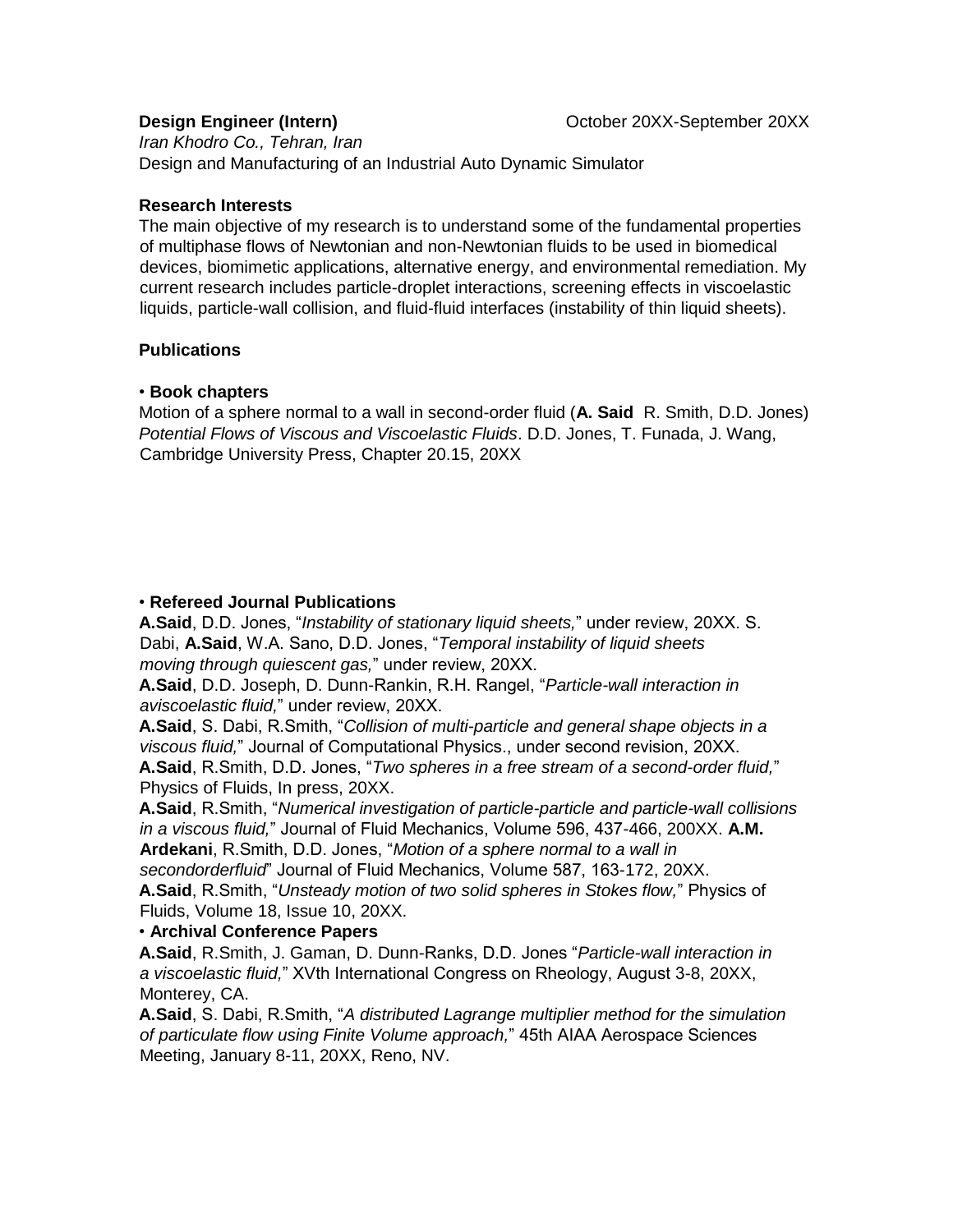**Design Engineer (Intern)** October 20XX-September 20XX

*Iran Khodro Co., Tehran, Iran*

Design and Manufacturing of an Industrial Auto Dynamic Simulator

**Research Interests**

The main objective of my research is to understand some of the fundamental properties of multiphase flows of Newtonian and non-Newtonian fluids to be used in biomedical devices, biomimetic applications, alternative energy, and environmental remediation. My current research includes particle-droplet interactions, screening effects in viscoelastic liquids, particle-wall collision, and fluid-fluid interfaces (instability of thin liquid sheets).

**Publications**

• **Book chapters**

Motion of a sphere normal to a wall in second-order fluid (**A. Said** R. Smith, D.D. Jones) *Potential Flows of Viscous and Viscoelastic Fluids*. D.D. Jones, T. Funada, J. Wang, Cambridge University Press, Chapter 20.15, 20XX

• **Refereed Journal Publications**

**A.Said**, D.D. Jones, "*Instability of stationary liquid sheets,*" under review, 20XX. S. Dabi, **A.Said**, W.A. Sano, D.D. Jones, "*Temporal instability of liquid sheets moving through quiescent gas,*" under review, 20XX.

**A.Said**, D.D. Joseph, D. Dunn-Rankin, R.H. Rangel, "*Particle-wall interaction in aviscoelastic fluid,*" under review, 20XX.

**A.Said**, S. Dabi, R.Smith, "*Collision of multi-particle and general shape objects in a viscous fluid,*" Journal of Computational Physics., under second revision, 20XX.

**A.Said**, R.Smith, D.D. Jones, "*Two spheres in a free stream of a second-order fluid,*" Physics of Fluids, In press, 20XX.

**A.Said**, R.Smith, "*Numerical investigation of particle-particle and particle-wall collisions in a viscous fluid,*" Journal of Fluid Mechanics, Volume 596, 437-466, 200XX. **A.M. Ardekani**, R.Smith, D.D. Jones, "*Motion of a sphere normal to a wall in secondorderfluid*" Journal of Fluid Mechanics, Volume 587, 163-172, 20XX.

**A.Said**, R.Smith, "*Unsteady motion of two solid spheres in Stokes flow,*" Physics of Fluids, Volume 18, Issue 10, 20XX.

• **Archival Conference Papers**

**A.Said**, R.Smith, J. Gaman, D. Dunn-Ranks, D.D. Jones "*Particle-wall interaction in a viscoelastic fluid,*" XVth International Congress on Rheology, August 3-8, 20XX, Monterey, CA.

**A.Said**, S. Dabi, R.Smith, "*A distributed Lagrange multiplier method for the simulation of particulate flow using Finite Volume approach,*" 45th AIAA Aerospace Sciences Meeting, January 8-11, 20XX, Reno, NV.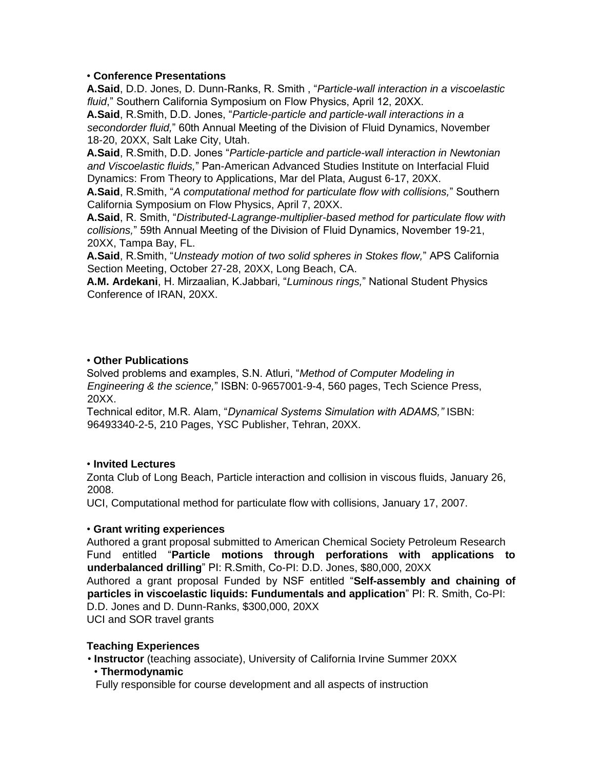- **Conference Presentations**

**A.Said**, D.D. Jones, D. Dunn-Ranks, R. Smith , "*Particle-wall interaction in a viscoelastic fluid*," Southern California Symposium on Flow Physics, April 12, 20XX.
**A.Said**, R.Smith, D.D. Jones, "*Particle-particle and particle-wall interactions in a secondorder fluid,*" 60th Annual Meeting of the Division of Fluid Dynamics, November 18-20, 20XX, Salt Lake City, Utah.
**A.Said**, R.Smith, D.D. Jones "*Particle-particle and particle-wall interaction in Newtonian and Viscoelastic fluids,*" Pan-American Advanced Studies Institute on Interfacial Fluid Dynamics: From Theory to Applications, Mar del Plata, August 6-17, 20XX.
**A.Said**, R.Smith, "*A computational method for particulate flow with collisions,*" Southern California Symposium on Flow Physics, April 7, 20XX.
**A.Said**, R. Smith, "*Distributed-Lagrange-multiplier-based method for particulate flow with collisions,*" 59th Annual Meeting of the Division of Fluid Dynamics, November 19-21, 20XX, Tampa Bay, FL.
**A.Said**, R.Smith, "*Unsteady motion of two solid spheres in Stokes flow,*" APS California Section Meeting, October 27-28, 20XX, Long Beach, CA.
**A.M. Ardekani**, H. Mirzaalian, K.Jabbari, "*Luminous rings,*" National Student Physics Conference of IRAN, 20XX.

- **Other Publications**

Solved problems and examples, S.N. Atluri, "*Method of Computer Modeling in Engineering & the science,*" ISBN: 0-9657001-9-4, 560 pages, Tech Science Press, 20XX.
Technical editor, M.R. Alam, "*Dynamical Systems Simulation with ADAMS,"* ISBN: 96493340-2-5, 210 Pages, YSC Publisher, Tehran, 20XX.

- **Invited Lectures**

Zonta Club of Long Beach, Particle interaction and collision in viscous fluids, January 26, 2008.
UCI, Computational method for particulate flow with collisions, January 17, 2007.

- **Grant writing experiences**

Authored a grant proposal submitted to American Chemical Society Petroleum Research Fund entitled "**Particle motions through perforations with applications to underbalanced drilling**" PI: R.Smith, Co-PI: D.D. Jones, $80,000, 20XX
Authored a grant proposal Funded by NSF entitled "**Self-assembly and chaining of particles in viscoelastic liquids: Fundumentals and application**" PI: R. Smith, Co-PI: D.D. Jones and D. Dunn-Ranks, $300,000, 20XX
UCI and SOR travel grants

**Teaching Experiences**

- **Instructor** (teaching associate), University of California Irvine Summer 20XX
  - **Thermodynamic**
    Fully responsible for course development and all aspects of instruction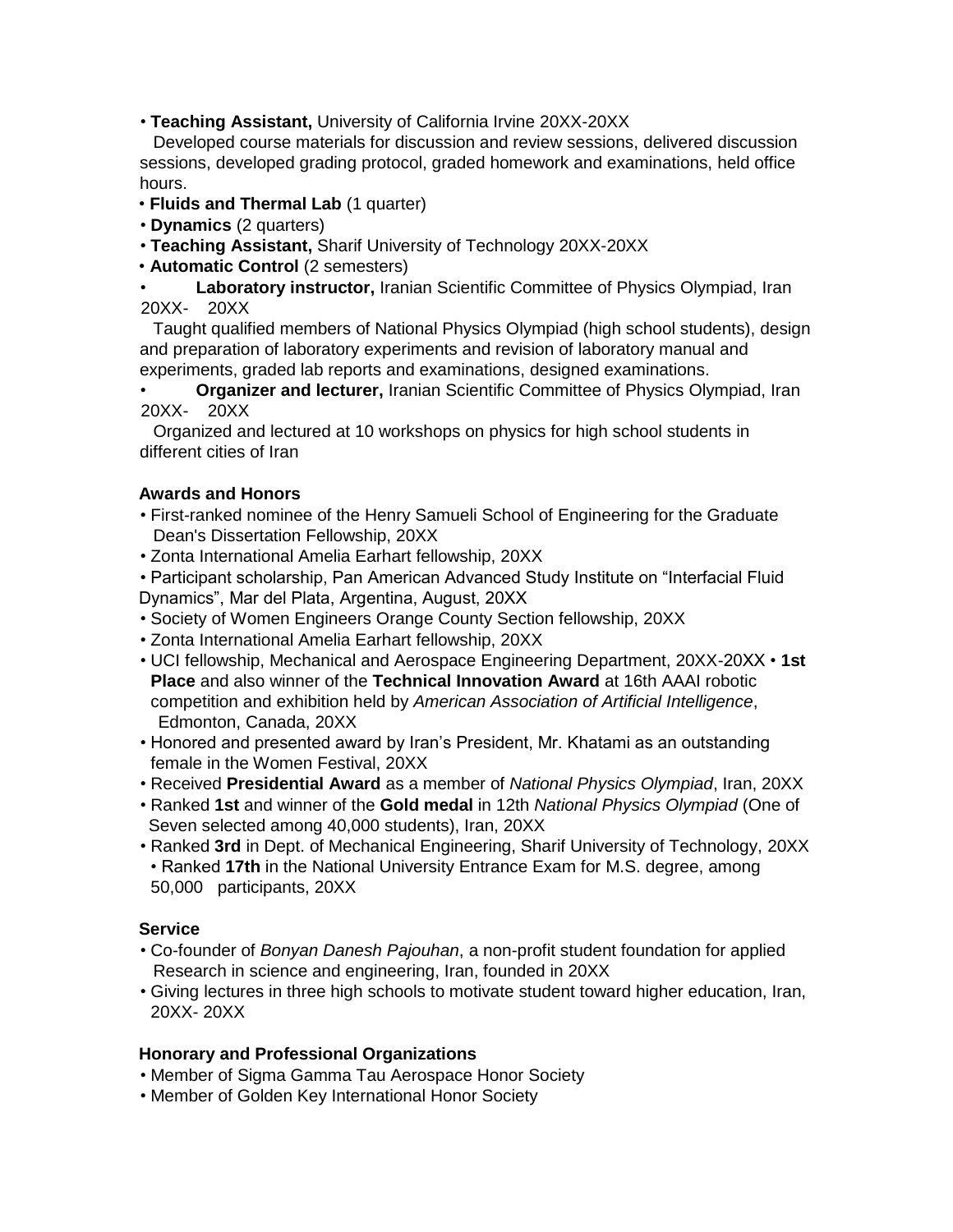- **Teaching Assistant,** University of California Irvine 20XX-20XX

  Developed course materials for discussion and review sessions, delivered discussion sessions, developed grading protocol, graded homework and examinations, held office hours.
- **Fluids and Thermal Lab** (1 quarter)
- **Dynamics** (2 quarters)
- **Teaching Assistant,** Sharif University of Technology 20XX-20XX
- **Automatic Control** (2 semesters)
- **Laboratory instructor,** Iranian Scientific Committee of Physics Olympiad, Iran 20XX- 20XX

  Taught qualified members of National Physics Olympiad (high school students), design and preparation of laboratory experiments and revision of laboratory manual and experiments, graded lab reports and examinations, designed examinations.
- **Organizer and lecturer,** Iranian Scientific Committee of Physics Olympiad, Iran 20XX- 20XX

  Organized and lectured at 10 workshops on physics for high school students in different cities of Iran

**Awards and Honors**

- First-ranked nominee of the Henry Samueli School of Engineering for the Graduate Dean's Dissertation Fellowship, 20XX
- Zonta International Amelia Earhart fellowship, 20XX
- Participant scholarship, Pan American Advanced Study Institute on "Interfacial Fluid Dynamics", Mar del Plata, Argentina, August, 20XX
- Society of Women Engineers Orange County Section fellowship, 20XX
- Zonta International Amelia Earhart fellowship, 20XX
- UCI fellowship, Mechanical and Aerospace Engineering Department, 20XX-20XX
- **1st Place** and also winner of the **Technical Innovation Award** at 16th AAAI robotic competition and exhibition held by *American Association of Artificial Intelligence*, Edmonton, Canada, 20XX
- Honored and presented award by Iran's President, Mr. Khatami as an outstanding female in the Women Festival, 20XX
- Received **Presidential Award** as a member of *National Physics Olympiad*, Iran, 20XX
- Ranked **1st** and winner of the **Gold medal** in 12th *National Physics Olympiad* (One of Seven selected among 40,000 students), Iran, 20XX
- Ranked **3rd** in Dept. of Mechanical Engineering, Sharif University of Technology, 20XX
- Ranked **17th** in the National University Entrance Exam for M.S. degree, among 50,000 participants, 20XX

**Service**

- Co-founder of *Bonyan Danesh Pajouhan*, a non-profit student foundation for applied Research in science and engineering, Iran, founded in 20XX
- Giving lectures in three high schools to motivate student toward higher education, Iran, 20XX- 20XX

**Honorary and Professional Organizations**

- Member of Sigma Gamma Tau Aerospace Honor Society
- Member of Golden Key International Honor Society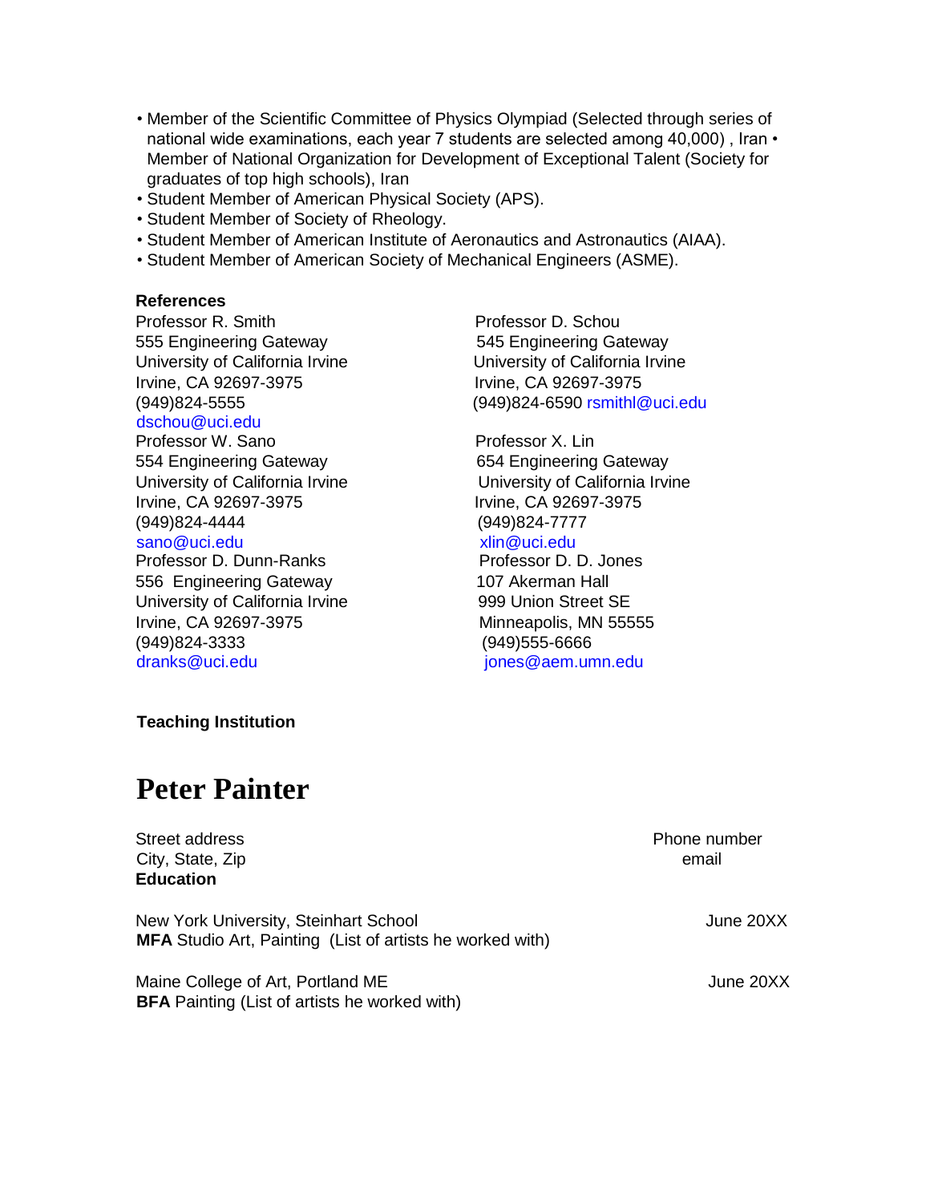- Member of the Scientific Committee of Physics Olympiad (Selected through series of national wide examinations, each year 7 students are selected among 40,000) , Iran • Member of National Organization for Development of Exceptional Talent (Society for graduates of top high schools), Iran
- Student Member of American Physical Society (APS).
- Student Member of Society of Rheology.
- Student Member of American Institute of Aeronautics and Astronautics (AIAA).
- Student Member of American Society of Mechanical Engineers (ASME).

**References**

Professor R. Smith
555 Engineering Gateway
University of California Irvine
Irvine, CA 92697-3975
(949)824-5555
dschou@uci.edu

Professor D. Schou
545 Engineering Gateway
University of California Irvine
Irvine, CA 92697-3975
(949)824-6590 rsmithl@uci.edu

Professor W. Sano
554 Engineering Gateway
University of California Irvine
Irvine, CA 92697-3975
(949)824-4444
sano@uci.edu

Professor X. Lin
654 Engineering Gateway
University of California Irvine
Irvine, CA 92697-3975
(949)824-7777
xlin@uci.edu

Professor D. Dunn-Ranks
556 Engineering Gateway
University of California Irvine
Irvine, CA 92697-3975
(949)824-3333
dranks@uci.edu

Professor D. D. Jones
107 Akerman Hall
999 Union Street SE
Minneapolis, MN 55555
(949)555-6666
jones@aem.umn.edu

**Teaching Institution**

# Peter Painter

Street address
City, State, Zip

Phone number
email

**Education**

New York University, Steinhart School — June 20XX
**MFA** Studio Art, Painting (List of artists he worked with)

Maine College of Art, Portland ME — June 20XX
**BFA** Painting (List of artists he worked with)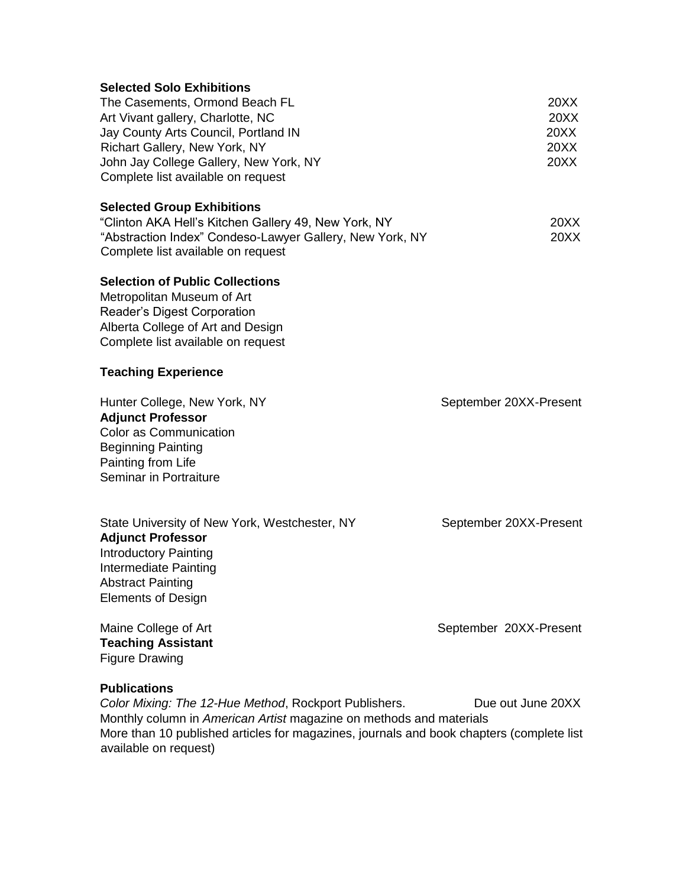**Selected Solo Exhibitions**

The Casements, Ormond Beach FL 20XX
Art Vivant gallery, Charlotte, NC 20XX
Jay County Arts Council, Portland IN 20XX
Richart Gallery, New York, NY 20XX
John Jay College Gallery, New York, NY 20XX
Complete list available on request

**Selected Group Exhibitions**

"Clinton AKA Hell's Kitchen Gallery 49, New York, NY 20XX
"Abstraction Index" Condeso-Lawyer Gallery, New York, NY 20XX
Complete list available on request

**Selection of Public Collections**

Metropolitan Museum of Art
Reader's Digest Corporation
Alberta College of Art and Design
Complete list available on request

**Teaching Experience**

Hunter College, New York, NY September 20XX-Present
**Adjunct Professor**
Color as Communication
Beginning Painting
Painting from Life
Seminar in Portraiture

State University of New York, Westchester, NY September 20XX-Present
**Adjunct Professor**
Introductory Painting
Intermediate Painting
Abstract Painting
Elements of Design

Maine College of Art September 20XX-Present
**Teaching Assistant**
Figure Drawing

**Publications**

*Color Mixing: The 12-Hue Method*, Rockport Publishers. Due out June 20XX
Monthly column in *American Artist* magazine on methods and materials
More than 10 published articles for magazines, journals and book chapters (complete list available on request)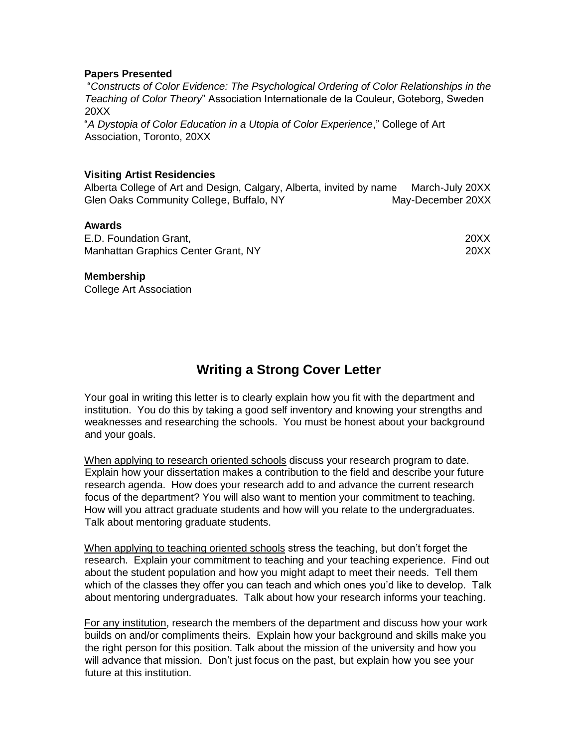**Papers Presented**

"*Constructs of Color Evidence: The Psychological Ordering of Color Relationships in the Teaching of Color Theory*" Association Internationale de la Couleur, Goteborg, Sweden 20XX

"*A Dystopia of Color Education in a Utopia of Color Experience*," College of Art Association, Toronto, 20XX

**Visiting Artist Residencies**

Alberta College of Art and Design, Calgary, Alberta, invited by name March-July 20XX
Glen Oaks Community College, Buffalo, NY May-December 20XX

**Awards**

E.D. Foundation Grant, 20XX
Manhattan Graphics Center Grant, NY 20XX

**Membership**

College Art Association

## Writing a Strong Cover Letter

Your goal in writing this letter is to clearly explain how you fit with the department and institution. You do this by taking a good self inventory and knowing your strengths and weaknesses and researching the schools. You must be honest about your background and your goals.

<u>When applying to research oriented schools</u> discuss your research program to date. Explain how your dissertation makes a contribution to the field and describe your future research agenda. How does your research add to and advance the current research focus of the department? You will also want to mention your commitment to teaching. How will you attract graduate students and how will you relate to the undergraduates. Talk about mentoring graduate students.

<u>When applying to teaching oriented schools</u> stress the teaching, but don't forget the research. Explain your commitment to teaching and your teaching experience. Find out about the student population and how you might adapt to meet their needs. Tell them which of the classes they offer you can teach and which ones you'd like to develop. Talk about mentoring undergraduates. Talk about how your research informs your teaching.

<u>For any institution</u>, research the members of the department and discuss how your work builds on and/or compliments theirs. Explain how your background and skills make you the right person for this position. Talk about the mission of the university and how you will advance that mission. Don't just focus on the past, but explain how you see your future at this institution.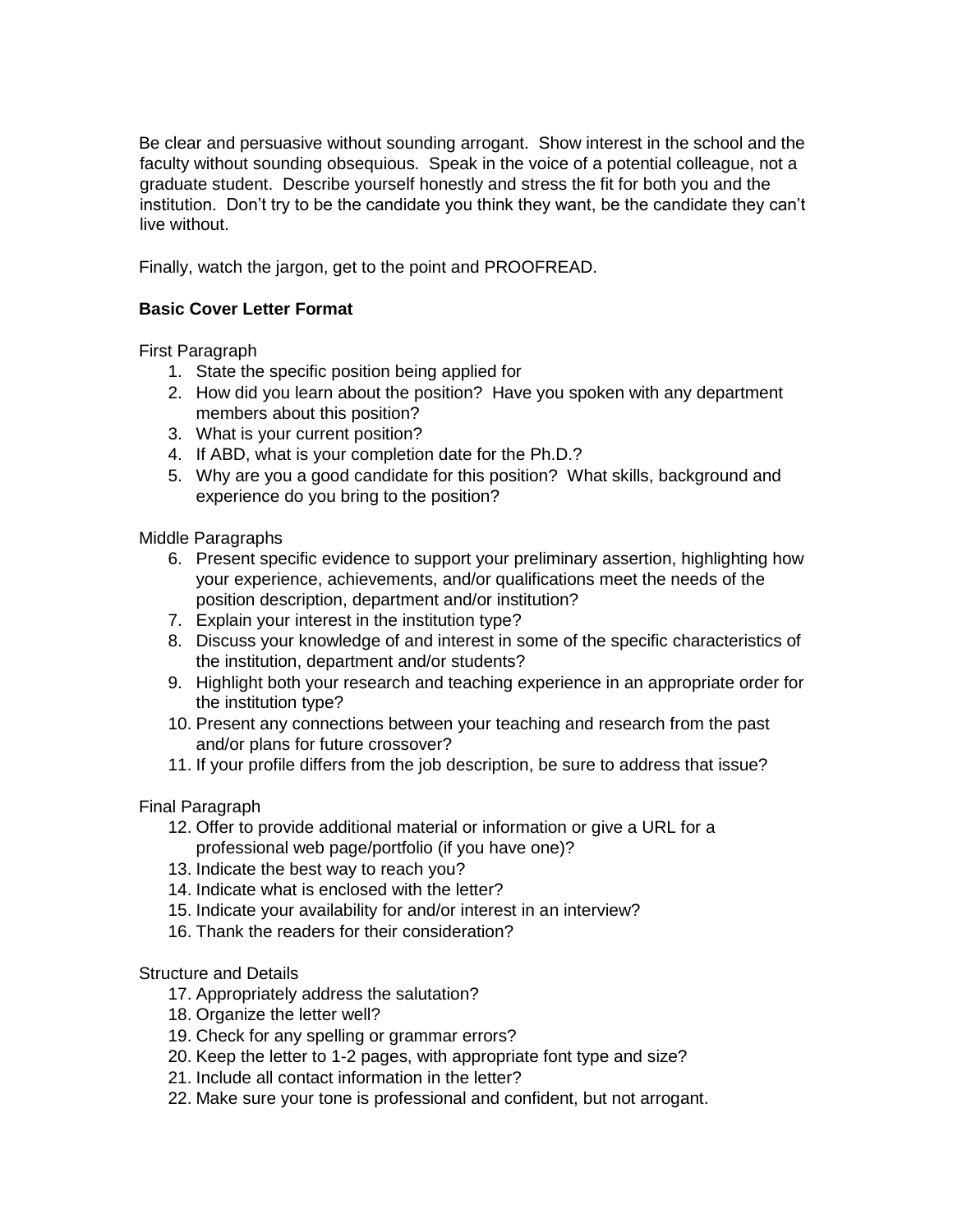Be clear and persuasive without sounding arrogant. Show interest in the school and the faculty without sounding obsequious. Speak in the voice of a potential colleague, not a graduate student. Describe yourself honestly and stress the fit for both you and the institution. Don't try to be the candidate you think they want, be the candidate they can't live without.

Finally, watch the jargon, get to the point and PROOFREAD.

**Basic Cover Letter Format**

First Paragraph

1. State the specific position being applied for
2. How did you learn about the position? Have you spoken with any department members about this position?
3. What is your current position?
4. If ABD, what is your completion date for the Ph.D.?
5. Why are you a good candidate for this position? What skills, background and experience do you bring to the position?

Middle Paragraphs

6. Present specific evidence to support your preliminary assertion, highlighting how your experience, achievements, and/or qualifications meet the needs of the position description, department and/or institution?
7. Explain your interest in the institution type?
8. Discuss your knowledge of and interest in some of the specific characteristics of the institution, department and/or students?
9. Highlight both your research and teaching experience in an appropriate order for the institution type?
10. Present any connections between your teaching and research from the past and/or plans for future crossover?
11. If your profile differs from the job description, be sure to address that issue?

Final Paragraph

12. Offer to provide additional material or information or give a URL for a professional web page/portfolio (if you have one)?
13. Indicate the best way to reach you?
14. Indicate what is enclosed with the letter?
15. Indicate your availability for and/or interest in an interview?
16. Thank the readers for their consideration?

Structure and Details

17. Appropriately address the salutation?
18. Organize the letter well?
19. Check for any spelling or grammar errors?
20. Keep the letter to 1-2 pages, with appropriate font type and size?
21. Include all contact information in the letter?
22. Make sure your tone is professional and confident, but not arrogant.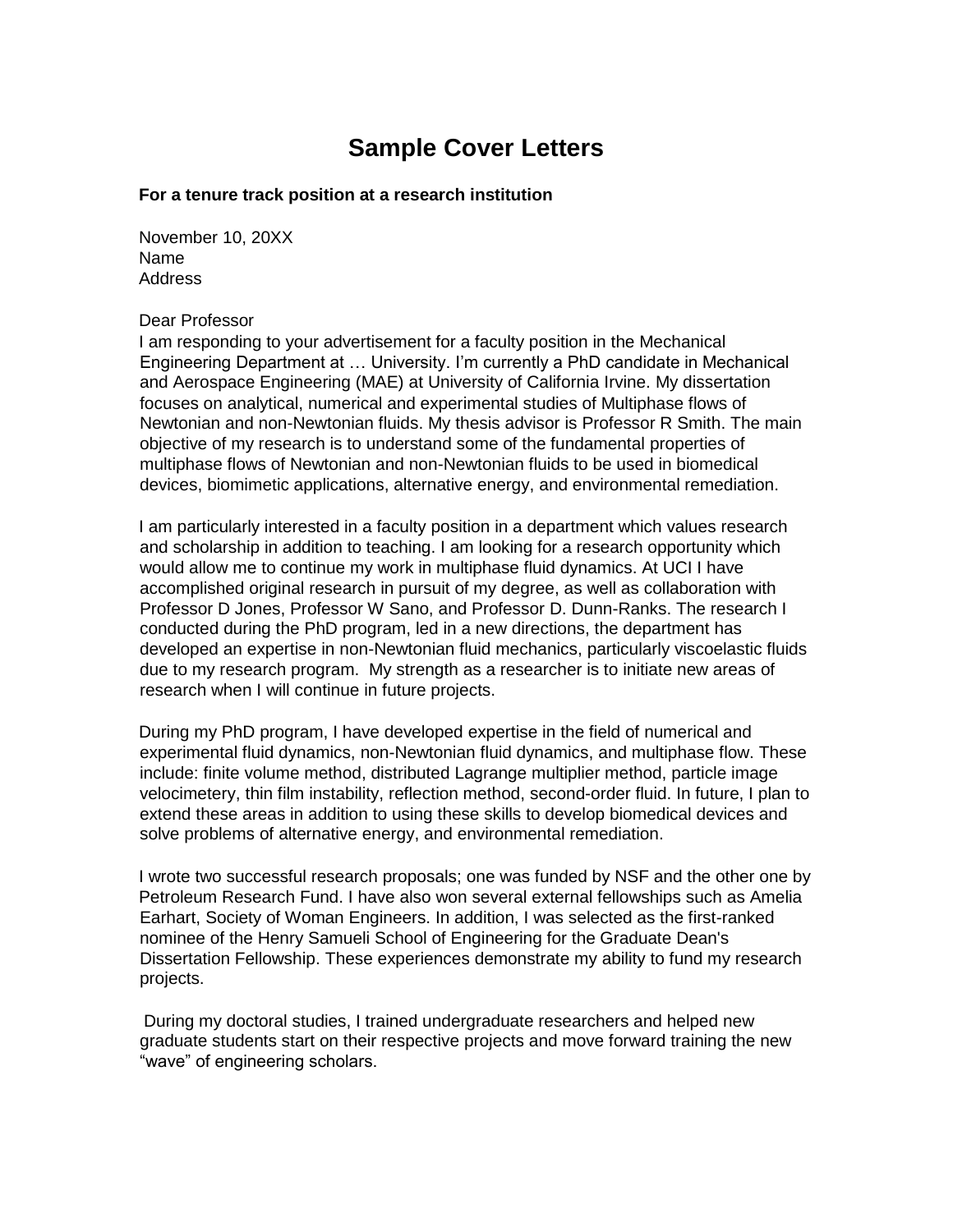# Sample Cover Letters

**For a tenure track position at a research institution**

November 10, 20XX
Name
Address

Dear Professor
I am responding to your advertisement for a faculty position in the Mechanical Engineering Department at … University. I'm currently a PhD candidate in Mechanical and Aerospace Engineering (MAE) at University of California Irvine. My dissertation focuses on analytical, numerical and experimental studies of Multiphase flows of Newtonian and non-Newtonian fluids. My thesis advisor is Professor R Smith. The main objective of my research is to understand some of the fundamental properties of multiphase flows of Newtonian and non-Newtonian fluids to be used in biomedical devices, biomimetic applications, alternative energy, and environmental remediation.

I am particularly interested in a faculty position in a department which values research and scholarship in addition to teaching. I am looking for a research opportunity which would allow me to continue my work in multiphase fluid dynamics. At UCI I have accomplished original research in pursuit of my degree, as well as collaboration with Professor D Jones, Professor W Sano, and Professor D. Dunn-Ranks. The research I conducted during the PhD program, led in a new directions, the department has developed an expertise in non-Newtonian fluid mechanics, particularly viscoelastic fluids due to my research program. My strength as a researcher is to initiate new areas of research when I will continue in future projects.

During my PhD program, I have developed expertise in the field of numerical and experimental fluid dynamics, non-Newtonian fluid dynamics, and multiphase flow. These include: finite volume method, distributed Lagrange multiplier method, particle image velocimetery, thin film instability, reflection method, second-order fluid. In future, I plan to extend these areas in addition to using these skills to develop biomedical devices and solve problems of alternative energy, and environmental remediation.

I wrote two successful research proposals; one was funded by NSF and the other one by Petroleum Research Fund. I have also won several external fellowships such as Amelia Earhart, Society of Woman Engineers. In addition, I was selected as the first-ranked nominee of the Henry Samueli School of Engineering for the Graduate Dean's Dissertation Fellowship. These experiences demonstrate my ability to fund my research projects.

During my doctoral studies, I trained undergraduate researchers and helped new graduate students start on their respective projects and move forward training the new "wave" of engineering scholars.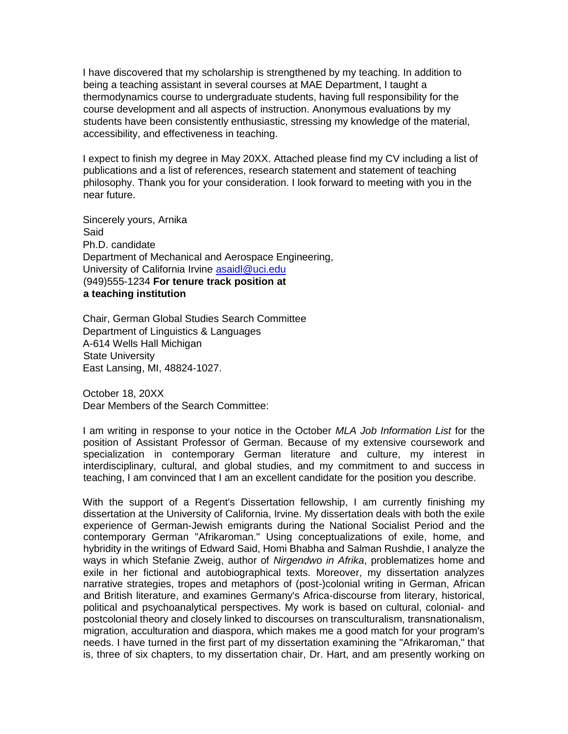I have discovered that my scholarship is strengthened by my teaching. In addition to being a teaching assistant in several courses at MAE Department, I taught a thermodynamics course to undergraduate students, having full responsibility for the course development and all aspects of instruction. Anonymous evaluations by my students have been consistently enthusiastic, stressing my knowledge of the material, accessibility, and effectiveness in teaching.

I expect to finish my degree in May 20XX. Attached please find my CV including a list of publications and a list of references, research statement and statement of teaching philosophy. Thank you for your consideration. I look forward to meeting with you in the near future.

Sincerely yours, Arnika
Said
Ph.D. candidate
Department of Mechanical and Aerospace Engineering,
University of California Irvine [asaidl@uci.edu](mailto:asaidl@uci.edu)
(949)555-1234 **For tenure track position at a teaching institution**

Chair, German Global Studies Search Committee
Department of Linguistics & Languages
A-614 Wells Hall Michigan
State University
East Lansing, MI, 48824-1027.

October 18, 20XX
Dear Members of the Search Committee:

I am writing in response to your notice in the October *MLA Job Information List* for the position of Assistant Professor of German. Because of my extensive coursework and specialization in contemporary German literature and culture, my interest in interdisciplinary, cultural, and global studies, and my commitment to and success in teaching, I am convinced that I am an excellent candidate for the position you describe.

With the support of a Regent's Dissertation fellowship, I am currently finishing my dissertation at the University of California, Irvine. My dissertation deals with both the exile experience of German-Jewish emigrants during the National Socialist Period and the contemporary German "Afrikaroman." Using conceptualizations of exile, home, and hybridity in the writings of Edward Said, Homi Bhabha and Salman Rushdie, I analyze the ways in which Stefanie Zweig, author of *Nirgendwo in Afrika*, problematizes home and exile in her fictional and autobiographical texts. Moreover, my dissertation analyzes narrative strategies, tropes and metaphors of (post-)colonial writing in German, African and British literature, and examines Germany's Africa-discourse from literary, historical, political and psychoanalytical perspectives. My work is based on cultural, colonial- and postcolonial theory and closely linked to discourses on transculturalism, transnationalism, migration, acculturation and diaspora, which makes me a good match for your program's needs. I have turned in the first part of my dissertation examining the "Afrikaroman," that is, three of six chapters, to my dissertation chair, Dr. Hart, and am presently working on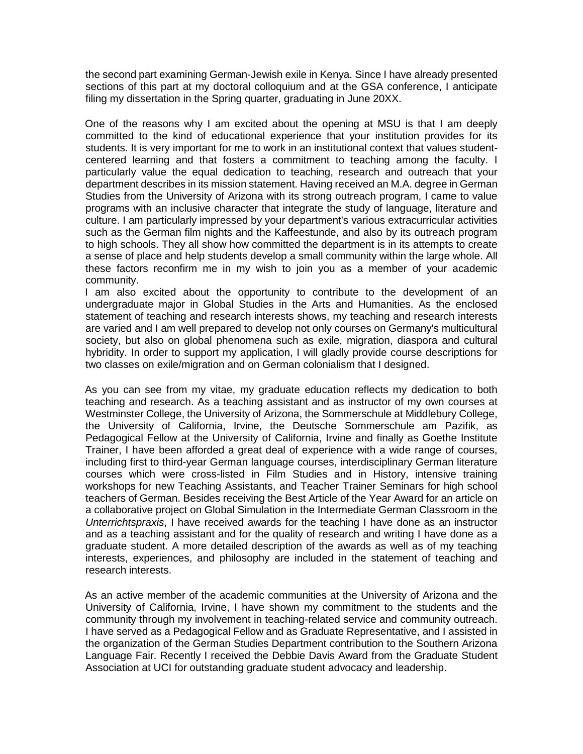the second part examining German-Jewish exile in Kenya. Since I have already presented sections of this part at my doctoral colloquium and at the GSA conference, I anticipate filing my dissertation in the Spring quarter, graduating in June 20XX.

One of the reasons why I am excited about the opening at MSU is that I am deeply committed to the kind of educational experience that your institution provides for its students. It is very important for me to work in an institutional context that values student-centered learning and that fosters a commitment to teaching among the faculty. I particularly value the equal dedication to teaching, research and outreach that your department describes in its mission statement. Having received an M.A. degree in German Studies from the University of Arizona with its strong outreach program, I came to value programs with an inclusive character that integrate the study of language, literature and culture. I am particularly impressed by your department's various extracurricular activities such as the German film nights and the Kaffeestunde, and also by its outreach program to high schools. They all show how committed the department is in its attempts to create a sense of place and help students develop a small community within the large whole. All these factors reconfirm me in my wish to join you as a member of your academic community.

I am also excited about the opportunity to contribute to the development of an undergraduate major in Global Studies in the Arts and Humanities. As the enclosed statement of teaching and research interests shows, my teaching and research interests are varied and I am well prepared to develop not only courses on Germany's multicultural society, but also on global phenomena such as exile, migration, diaspora and cultural hybridity. In order to support my application, I will gladly provide course descriptions for two classes on exile/migration and on German colonialism that I designed.

As you can see from my vitae, my graduate education reflects my dedication to both teaching and research. As a teaching assistant and as instructor of my own courses at Westminster College, the University of Arizona, the Sommerschule at Middlebury College, the University of California, Irvine, the Deutsche Sommerschule am Pazifik, as Pedagogical Fellow at the University of California, Irvine and finally as Goethe Institute Trainer, I have been afforded a great deal of experience with a wide range of courses, including first to third-year German language courses, interdisciplinary German literature courses which were cross-listed in Film Studies and in History, intensive training workshops for new Teaching Assistants, and Teacher Trainer Seminars for high school teachers of German. Besides receiving the Best Article of the Year Award for an article on a collaborative project on Global Simulation in the Intermediate German Classroom in the *Unterrichtspraxis*, I have received awards for the teaching I have done as an instructor and as a teaching assistant and for the quality of research and writing I have done as a graduate student. A more detailed description of the awards as well as of my teaching interests, experiences, and philosophy are included in the statement of teaching and research interests.

As an active member of the academic communities at the University of Arizona and the University of California, Irvine, I have shown my commitment to the students and the community through my involvement in teaching-related service and community outreach. I have served as a Pedagogical Fellow and as Graduate Representative, and I assisted in the organization of the German Studies Department contribution to the Southern Arizona Language Fair. Recently I received the Debbie Davis Award from the Graduate Student Association at UCI for outstanding graduate student advocacy and leadership.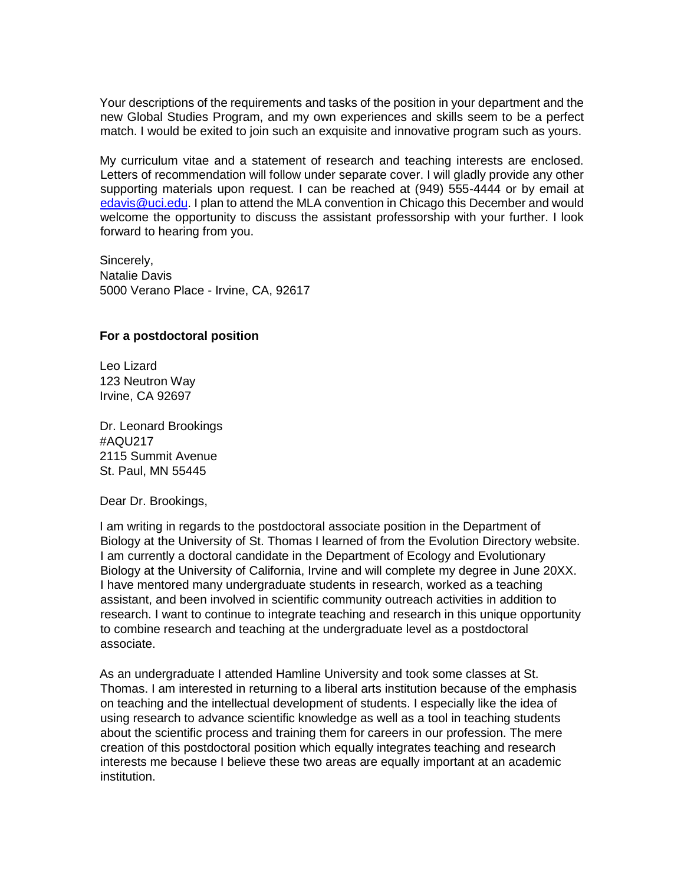Your descriptions of the requirements and tasks of the position in your department and the new Global Studies Program, and my own experiences and skills seem to be a perfect match. I would be exited to join such an exquisite and innovative program such as yours.

My curriculum vitae and a statement of research and teaching interests are enclosed. Letters of recommendation will follow under separate cover. I will gladly provide any other supporting materials upon request. I can be reached at (949) 555-4444 or by email at [edavis@uci.edu](mailto:edavis@uci.edu). I plan to attend the MLA convention in Chicago this December and would welcome the opportunity to discuss the assistant professorship with your further. I look forward to hearing from you.

Sincerely,
Natalie Davis
5000 Verano Place - Irvine, CA, 92617

**For a postdoctoral position**

Leo Lizard
123 Neutron Way
Irvine, CA 92697

Dr. Leonard Brookings
#AQU217
2115 Summit Avenue
St. Paul, MN 55445

Dear Dr. Brookings,

I am writing in regards to the postdoctoral associate position in the Department of Biology at the University of St. Thomas I learned of from the Evolution Directory website. I am currently a doctoral candidate in the Department of Ecology and Evolutionary Biology at the University of California, Irvine and will complete my degree in June 20XX. I have mentored many undergraduate students in research, worked as a teaching assistant, and been involved in scientific community outreach activities in addition to research. I want to continue to integrate teaching and research in this unique opportunity to combine research and teaching at the undergraduate level as a postdoctoral associate.

As an undergraduate I attended Hamline University and took some classes at St. Thomas. I am interested in returning to a liberal arts institution because of the emphasis on teaching and the intellectual development of students. I especially like the idea of using research to advance scientific knowledge as well as a tool in teaching students about the scientific process and training them for careers in our profession. The mere creation of this postdoctoral position which equally integrates teaching and research interests me because I believe these two areas are equally important at an academic institution.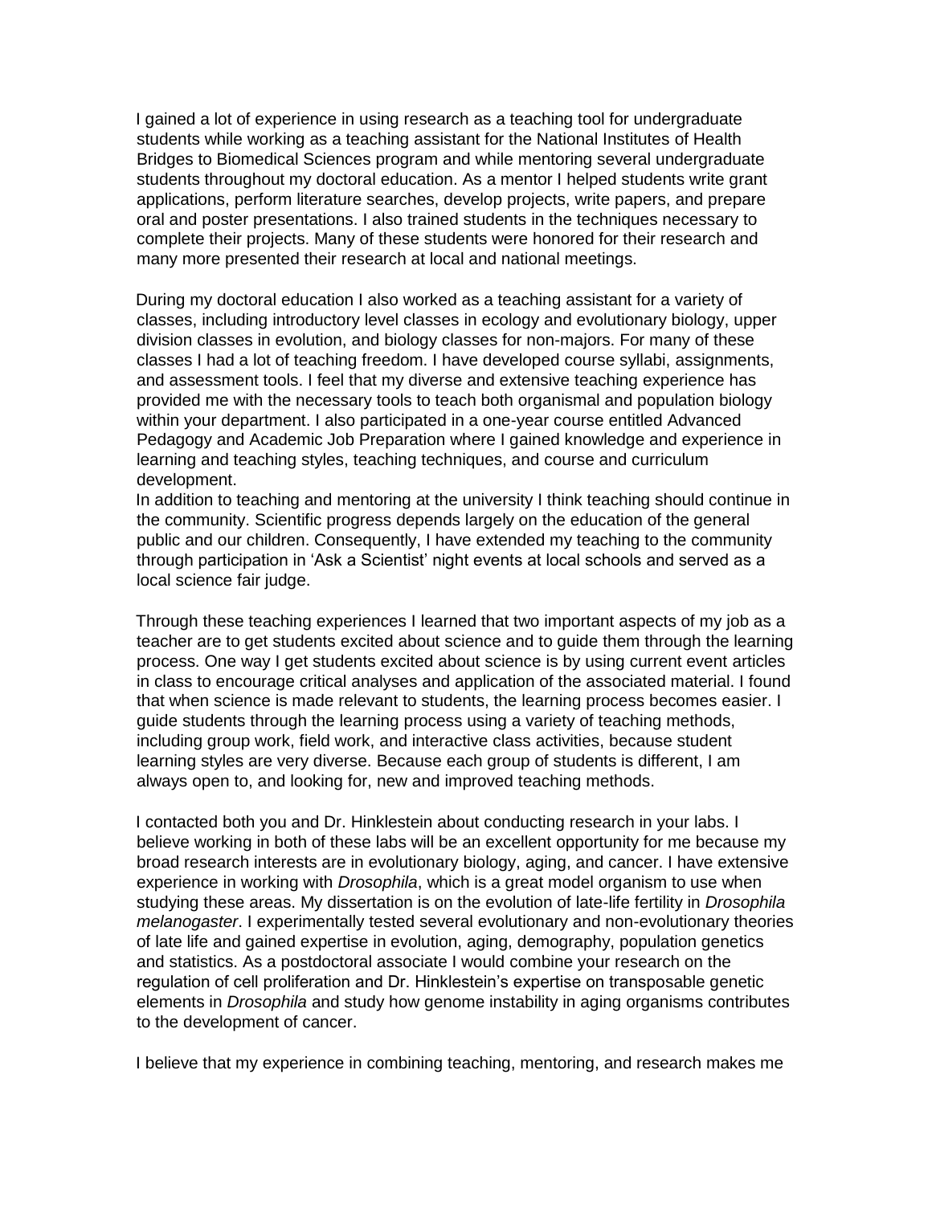I gained a lot of experience in using research as a teaching tool for undergraduate students while working as a teaching assistant for the National Institutes of Health Bridges to Biomedical Sciences program and while mentoring several undergraduate students throughout my doctoral education. As a mentor I helped students write grant applications, perform literature searches, develop projects, write papers, and prepare oral and poster presentations. I also trained students in the techniques necessary to complete their projects. Many of these students were honored for their research and many more presented their research at local and national meetings.

During my doctoral education I also worked as a teaching assistant for a variety of classes, including introductory level classes in ecology and evolutionary biology, upper division classes in evolution, and biology classes for non-majors. For many of these classes I had a lot of teaching freedom. I have developed course syllabi, assignments, and assessment tools. I feel that my diverse and extensive teaching experience has provided me with the necessary tools to teach both organismal and population biology within your department. I also participated in a one-year course entitled Advanced Pedagogy and Academic Job Preparation where I gained knowledge and experience in learning and teaching styles, teaching techniques, and course and curriculum development.
In addition to teaching and mentoring at the university I think teaching should continue in the community. Scientific progress depends largely on the education of the general public and our children. Consequently, I have extended my teaching to the community through participation in 'Ask a Scientist' night events at local schools and served as a local science fair judge.

Through these teaching experiences I learned that two important aspects of my job as a teacher are to get students excited about science and to guide them through the learning process. One way I get students excited about science is by using current event articles in class to encourage critical analyses and application of the associated material. I found that when science is made relevant to students, the learning process becomes easier. I guide students through the learning process using a variety of teaching methods, including group work, field work, and interactive class activities, because student learning styles are very diverse. Because each group of students is different, I am always open to, and looking for, new and improved teaching methods.

I contacted both you and Dr. Hinklestein about conducting research in your labs. I believe working in both of these labs will be an excellent opportunity for me because my broad research interests are in evolutionary biology, aging, and cancer. I have extensive experience in working with *Drosophila*, which is a great model organism to use when studying these areas. My dissertation is on the evolution of late-life fertility in *Drosophila melanogaster*. I experimentally tested several evolutionary and non-evolutionary theories of late life and gained expertise in evolution, aging, demography, population genetics and statistics. As a postdoctoral associate I would combine your research on the regulation of cell proliferation and Dr. Hinklestein's expertise on transposable genetic elements in *Drosophila* and study how genome instability in aging organisms contributes to the development of cancer.

I believe that my experience in combining teaching, mentoring, and research makes me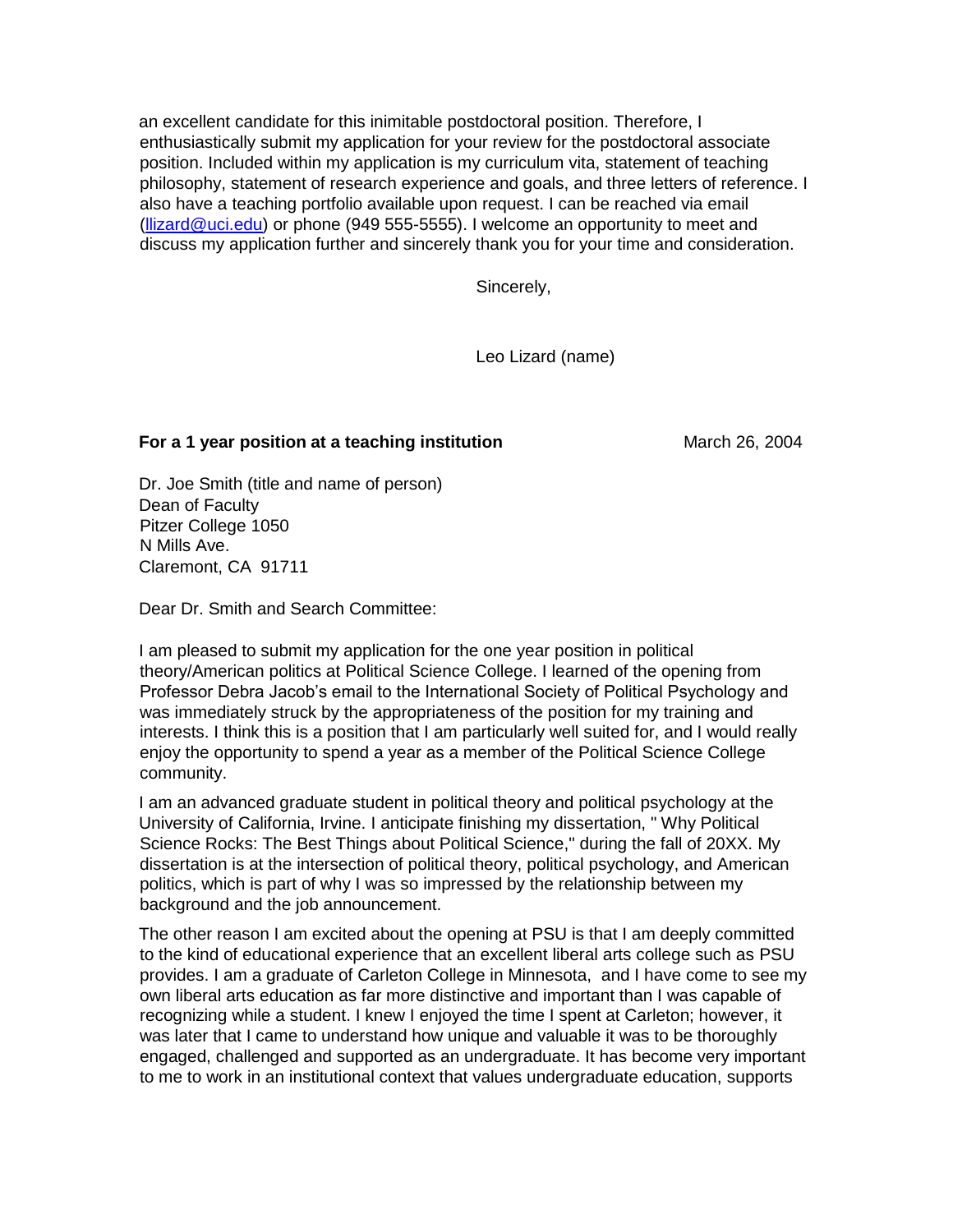an excellent candidate for this inimitable postdoctoral position. Therefore, I enthusiastically submit my application for your review for the postdoctoral associate position. Included within my application is my curriculum vita, statement of teaching philosophy, statement of research experience and goals, and three letters of reference. I also have a teaching portfolio available upon request. I can be reached via email (llizard@uci.edu) or phone (949 555-5555). I welcome an opportunity to meet and discuss my application further and sincerely thank you for your time and consideration.

Sincerely,

Leo Lizard (name)

**For a 1 year position at a teaching institution** March 26, 2004

Dr. Joe Smith (title and name of person)
Dean of Faculty
Pitzer College 1050
N Mills Ave.
Claremont, CA 91711

Dear Dr. Smith and Search Committee:

I am pleased to submit my application for the one year position in political theory/American politics at Political Science College. I learned of the opening from Professor Debra Jacob's email to the International Society of Political Psychology and was immediately struck by the appropriateness of the position for my training and interests. I think this is a position that I am particularly well suited for, and I would really enjoy the opportunity to spend a year as a member of the Political Science College community.

I am an advanced graduate student in political theory and political psychology at the University of California, Irvine. I anticipate finishing my dissertation, " Why Political Science Rocks: The Best Things about Political Science," during the fall of 20XX. My dissertation is at the intersection of political theory, political psychology, and American politics, which is part of why I was so impressed by the relationship between my background and the job announcement.

The other reason I am excited about the opening at PSU is that I am deeply committed to the kind of educational experience that an excellent liberal arts college such as PSU provides. I am a graduate of Carleton College in Minnesota, and I have come to see my own liberal arts education as far more distinctive and important than I was capable of recognizing while a student. I knew I enjoyed the time I spent at Carleton; however, it was later that I came to understand how unique and valuable it was to be thoroughly engaged, challenged and supported as an undergraduate. It has become very important to me to work in an institutional context that values undergraduate education, supports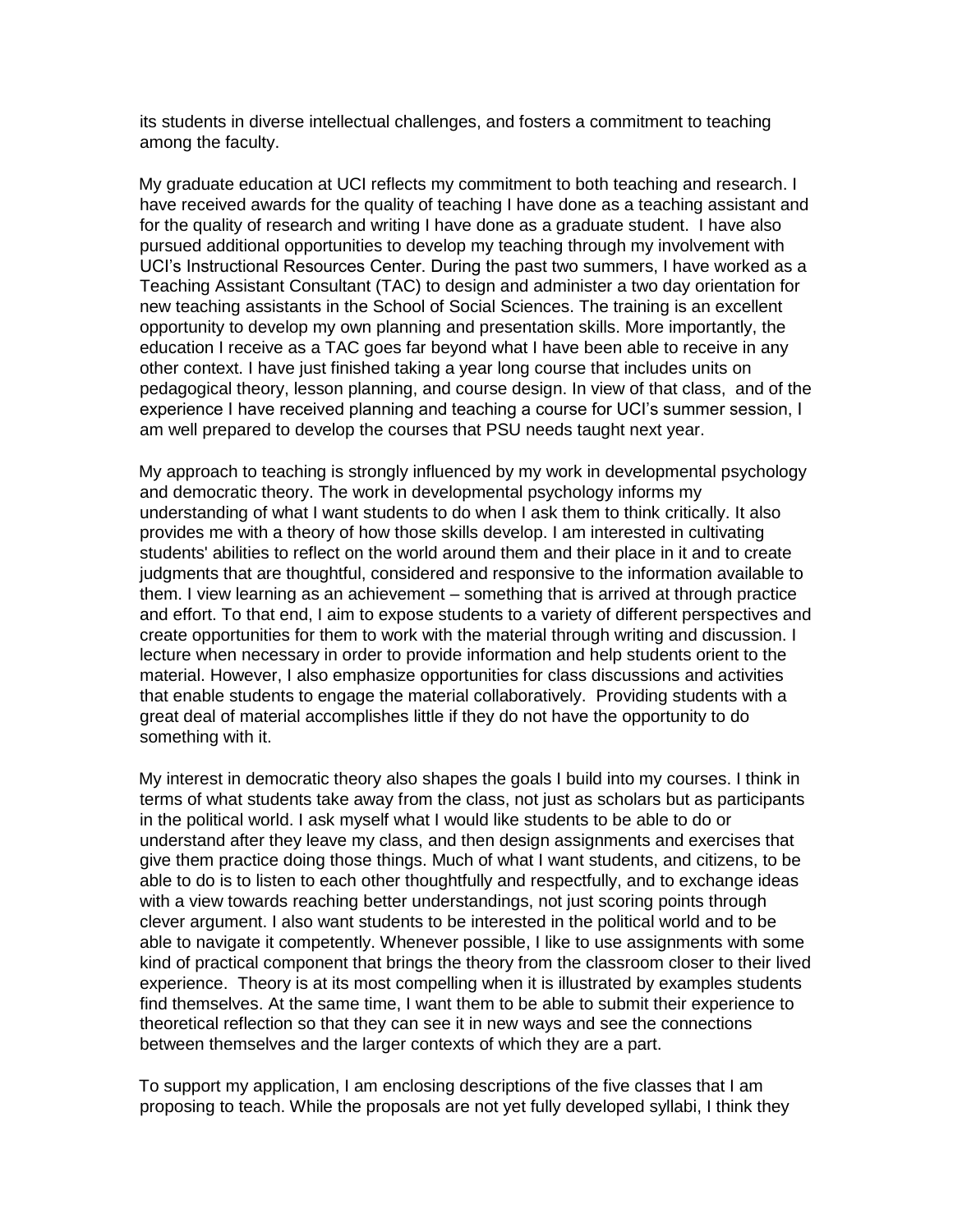its students in diverse intellectual challenges, and fosters a commitment to teaching among the faculty.

My graduate education at UCI reflects my commitment to both teaching and research. I have received awards for the quality of teaching I have done as a teaching assistant and for the quality of research and writing I have done as a graduate student. I have also pursued additional opportunities to develop my teaching through my involvement with UCI's Instructional Resources Center. During the past two summers, I have worked as a Teaching Assistant Consultant (TAC) to design and administer a two day orientation for new teaching assistants in the School of Social Sciences. The training is an excellent opportunity to develop my own planning and presentation skills. More importantly, the education I receive as a TAC goes far beyond what I have been able to receive in any other context. I have just finished taking a year long course that includes units on pedagogical theory, lesson planning, and course design. In view of that class, and of the experience I have received planning and teaching a course for UCI's summer session, I am well prepared to develop the courses that PSU needs taught next year.

My approach to teaching is strongly influenced by my work in developmental psychology and democratic theory. The work in developmental psychology informs my understanding of what I want students to do when I ask them to think critically. It also provides me with a theory of how those skills develop. I am interested in cultivating students' abilities to reflect on the world around them and their place in it and to create judgments that are thoughtful, considered and responsive to the information available to them. I view learning as an achievement – something that is arrived at through practice and effort. To that end, I aim to expose students to a variety of different perspectives and create opportunities for them to work with the material through writing and discussion. I lecture when necessary in order to provide information and help students orient to the material. However, I also emphasize opportunities for class discussions and activities that enable students to engage the material collaboratively. Providing students with a great deal of material accomplishes little if they do not have the opportunity to do something with it.

My interest in democratic theory also shapes the goals I build into my courses. I think in terms of what students take away from the class, not just as scholars but as participants in the political world. I ask myself what I would like students to be able to do or understand after they leave my class, and then design assignments and exercises that give them practice doing those things. Much of what I want students, and citizens, to be able to do is to listen to each other thoughtfully and respectfully, and to exchange ideas with a view towards reaching better understandings, not just scoring points through clever argument. I also want students to be interested in the political world and to be able to navigate it competently. Whenever possible, I like to use assignments with some kind of practical component that brings the theory from the classroom closer to their lived experience. Theory is at its most compelling when it is illustrated by examples students find themselves. At the same time, I want them to be able to submit their experience to theoretical reflection so that they can see it in new ways and see the connections between themselves and the larger contexts of which they are a part.

To support my application, I am enclosing descriptions of the five classes that I am proposing to teach. While the proposals are not yet fully developed syllabi, I think they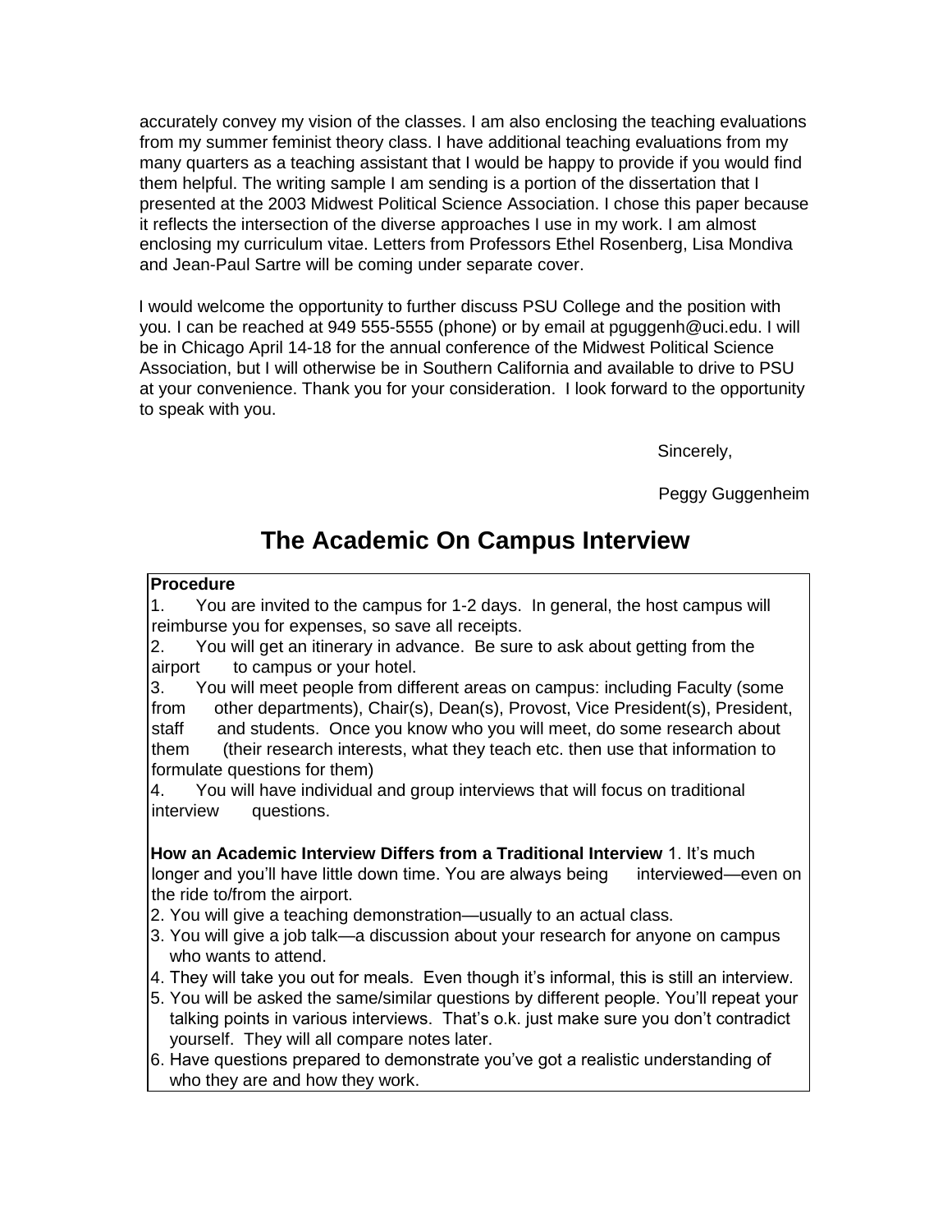accurately convey my vision of the classes. I am also enclosing the teaching evaluations from my summer feminist theory class. I have additional teaching evaluations from my many quarters as a teaching assistant that I would be happy to provide if you would find them helpful. The writing sample I am sending is a portion of the dissertation that I presented at the 2003 Midwest Political Science Association. I chose this paper because it reflects the intersection of the diverse approaches I use in my work. I am almost enclosing my curriculum vitae. Letters from Professors Ethel Rosenberg, Lisa Mondiva and Jean-Paul Sartre will be coming under separate cover.

I would welcome the opportunity to further discuss PSU College and the position with you. I can be reached at 949 555-5555 (phone) or by email at pguggenh@uci.edu. I will be in Chicago April 14-18 for the annual conference of the Midwest Political Science Association, but I will otherwise be in Southern California and available to drive to PSU at your convenience. Thank you for your consideration. I look forward to the opportunity to speak with you.

Sincerely,

Peggy Guggenheim

# The Academic On Campus Interview

**Procedure**

1. You are invited to the campus for 1-2 days. In general, the host campus will reimburse you for expenses, so save all receipts.
2. You will get an itinerary in advance. Be sure to ask about getting from the airport to campus or your hotel.
3. You will meet people from different areas on campus: including Faculty (some from other departments), Chair(s), Dean(s), Provost, Vice President(s), President, staff and students. Once you know who you will meet, do some research about them (their research interests, what they teach etc. then use that information to formulate questions for them)
4. You will have individual and group interviews that will focus on traditional interview questions.

**How an Academic Interview Differs from a Traditional Interview**

1. It's much longer and you'll have little down time. You are always being interviewed—even on the ride to/from the airport.
2. You will give a teaching demonstration—usually to an actual class.
3. You will give a job talk—a discussion about your research for anyone on campus who wants to attend.
4. They will take you out for meals. Even though it's informal, this is still an interview.
5. You will be asked the same/similar questions by different people. You'll repeat your talking points in various interviews. That's o.k. just make sure you don't contradict yourself. They will all compare notes later.
6. Have questions prepared to demonstrate you've got a realistic understanding of who they are and how they work.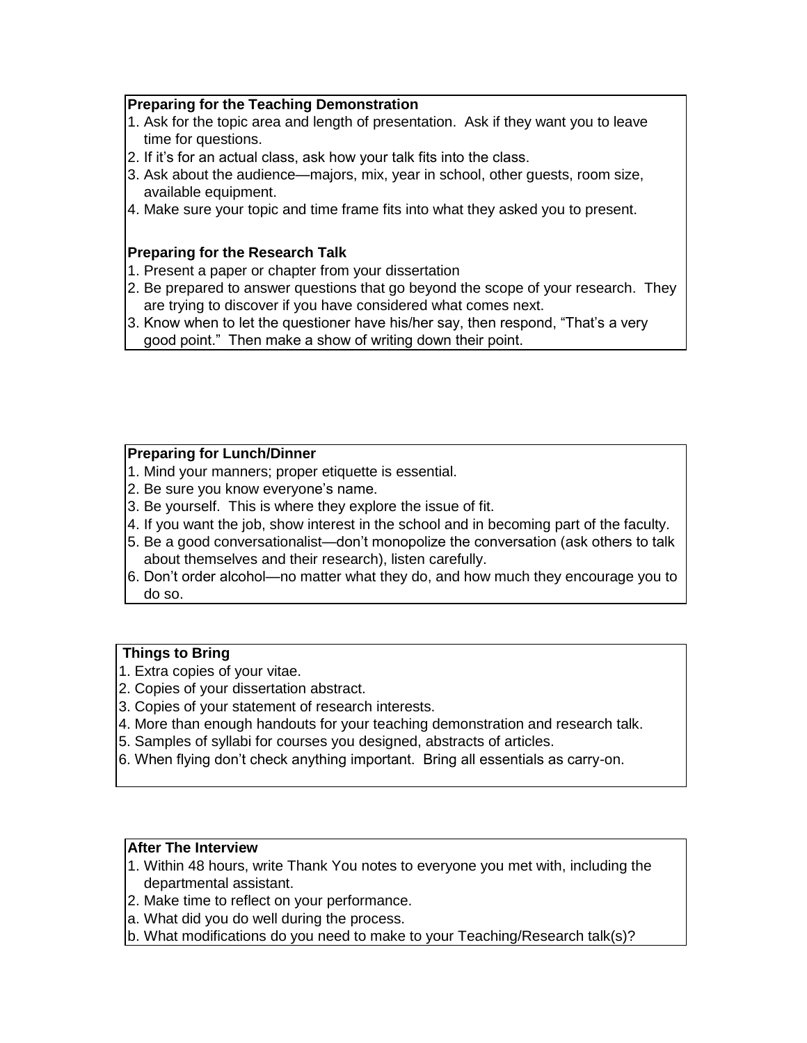**Preparing for the Teaching Demonstration**

1. Ask for the topic area and length of presentation. Ask if they want you to leave time for questions.
2. If it's for an actual class, ask how your talk fits into the class.
3. Ask about the audience—majors, mix, year in school, other guests, room size, available equipment.
4. Make sure your topic and time frame fits into what they asked you to present.

**Preparing for the Research Talk**

1. Present a paper or chapter from your dissertation
2. Be prepared to answer questions that go beyond the scope of your research. They are trying to discover if you have considered what comes next.
3. Know when to let the questioner have his/her say, then respond, "That's a very good point." Then make a show of writing down their point.

**Preparing for Lunch/Dinner**

1. Mind your manners; proper etiquette is essential.
2. Be sure you know everyone's name.
3. Be yourself. This is where they explore the issue of fit.
4. If you want the job, show interest in the school and in becoming part of the faculty.
5. Be a good conversationalist—don't monopolize the conversation (ask others to talk about themselves and their research), listen carefully.
6. Don't order alcohol—no matter what they do, and how much they encourage you to do so.

**Things to Bring**

1. Extra copies of your vitae.
2. Copies of your dissertation abstract.
3. Copies of your statement of research interests.
4. More than enough handouts for your teaching demonstration and research talk.
5. Samples of syllabi for courses you designed, abstracts of articles.
6. When flying don't check anything important. Bring all essentials as carry-on.

**After The Interview**

1. Within 48 hours, write Thank You notes to everyone you met with, including the departmental assistant.
2. Make time to reflect on your performance.

a. What did you do well during the process.

b. What modifications do you need to make to your Teaching/Research talk(s)?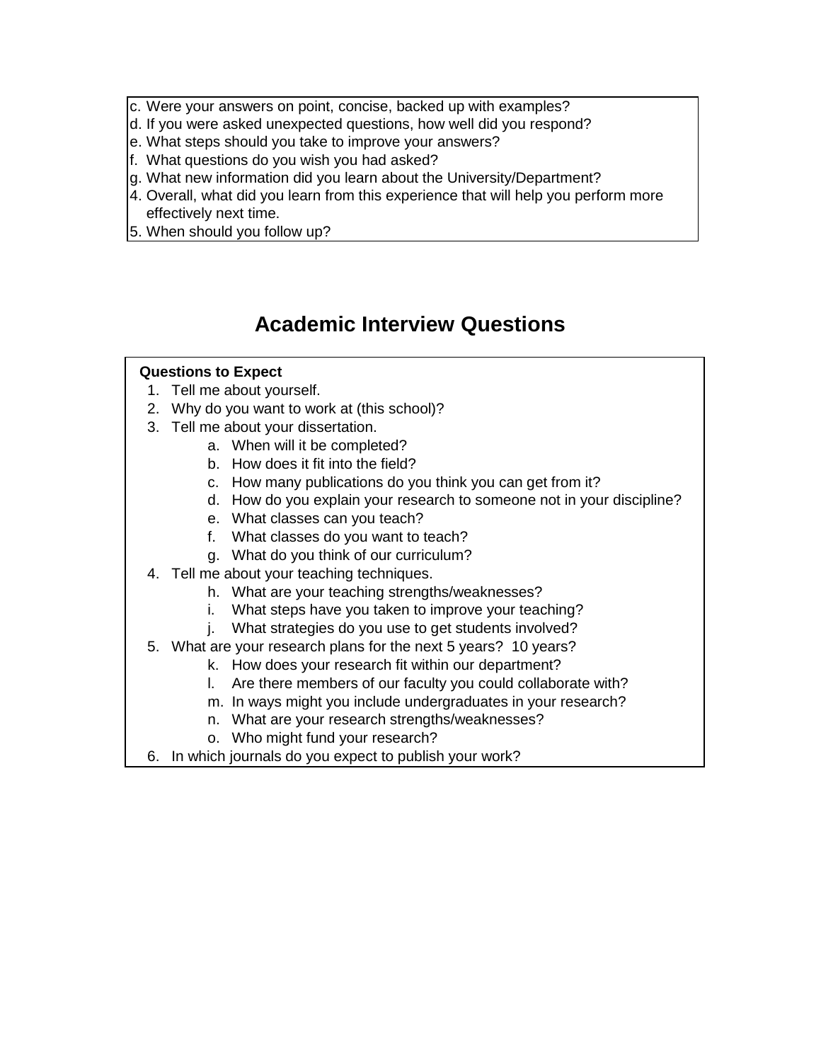c. Were your answers on point, concise, backed up with examples?
d. If you were asked unexpected questions, how well did you respond?
e. What steps should you take to improve your answers?
f. What questions do you wish you had asked?
g. What new information did you learn about the University/Department?
4. Overall, what did you learn from this experience that will help you perform more effectively next time.
5. When should you follow up?

# Academic Interview Questions

**Questions to Expect**

1. Tell me about yourself.
2. Why do you want to work at (this school)?
3. Tell me about your dissertation.
    a. When will it be completed?
    b. How does it fit into the field?
    c. How many publications do you think you can get from it?
    d. How do you explain your research to someone not in your discipline?
    e. What classes can you teach?
    f. What classes do you want to teach?
    g. What do you think of our curriculum?
4. Tell me about your teaching techniques.
    h. What are your teaching strengths/weaknesses?
    i. What steps have you taken to improve your teaching?
    j. What strategies do you use to get students involved?
5. What are your research plans for the next 5 years? 10 years?
    k. How does your research fit within our department?
    l. Are there members of our faculty you could collaborate with?
    m. In ways might you include undergraduates in your research?
    n. What are your research strengths/weaknesses?
    o. Who might fund your research?
6. In which journals do you expect to publish your work?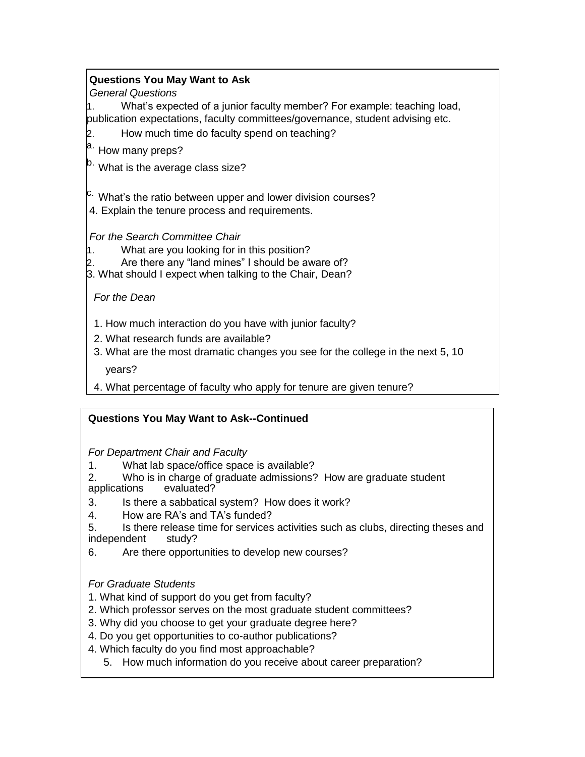**Questions You May Want to Ask**

*General Questions*

1. What's expected of a junior faculty member? For example: teaching load, publication expectations, faculty committees/governance, student advising etc.
2. How much time do faculty spend on teaching?
   a. How many preps?
   b. What is the average class size?
   c. What's the ratio between upper and lower division courses?

4. Explain the tenure process and requirements.

*For the Search Committee Chair*

1. What are you looking for in this position?
2. Are there any "land mines" I should be aware of?
3. What should I expect when talking to the Chair, Dean?

*For the Dean*

1. How much interaction do you have with junior faculty?
2. What research funds are available?
3. What are the most dramatic changes you see for the college in the next 5, 10 years?
4. What percentage of faculty who apply for tenure are given tenure?

**Questions You May Want to Ask--Continued**

*For Department Chair and Faculty*

1. What lab space/office space is available?
2. Who is in charge of graduate admissions? How are graduate student applications evaluated?
3. Is there a sabbatical system? How does it work?
4. How are RA's and TA's funded?
5. Is there release time for services activities such as clubs, directing theses and independent study?
6. Are there opportunities to develop new courses?

*For Graduate Students*

1. What kind of support do you get from faculty?
2. Which professor serves on the most graduate student committees?
3. Why did you choose to get your graduate degree here?
4. Do you get opportunities to co-author publications?

4. Which faculty do you find most approachable?
5. How much information do you receive about career preparation?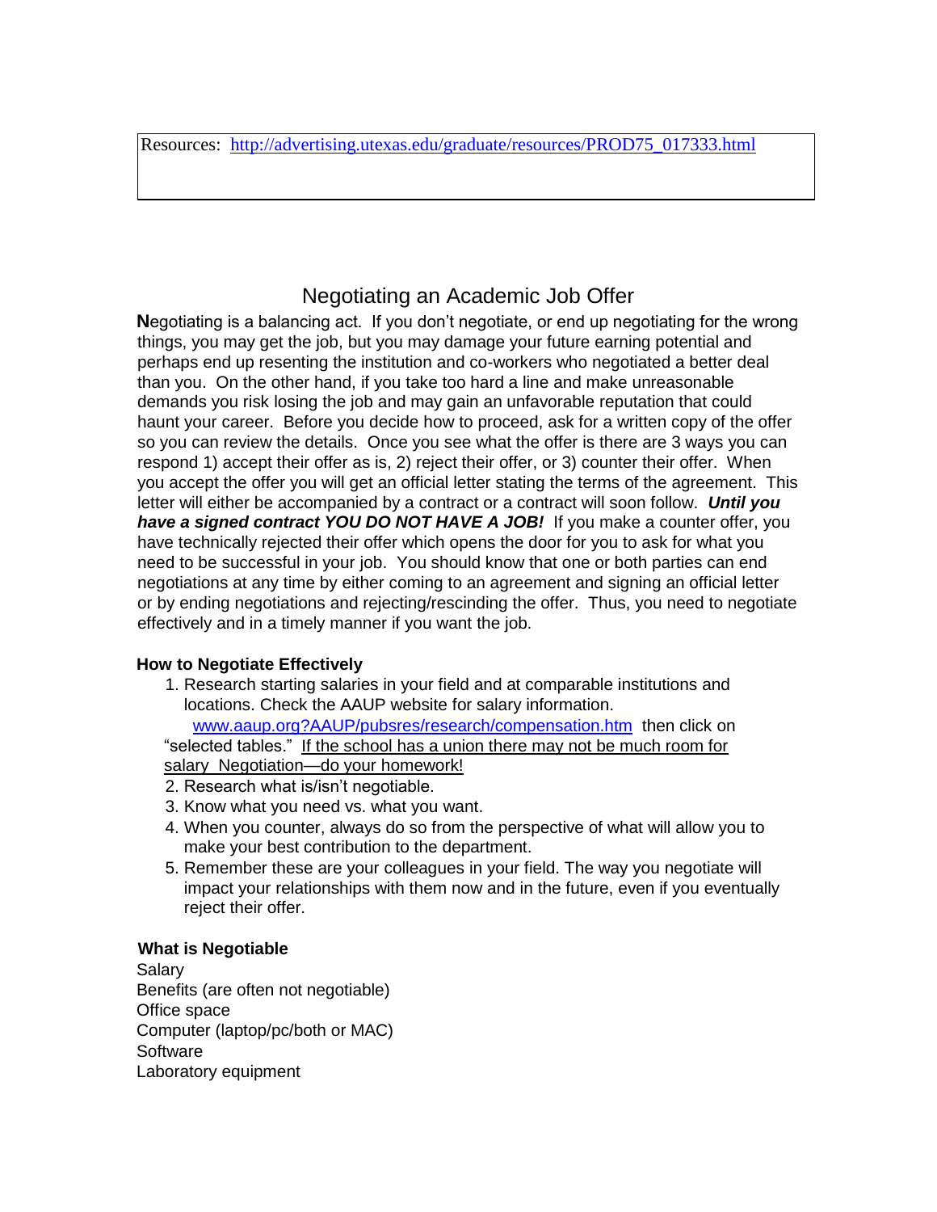Resources: [http://advertising.utexas.edu/graduate/resources/PROD75_017333.html](http://advertising.utexas.edu/graduate/resources/PROD75_017333.html)

# Negotiating an Academic Job Offer

**N**egotiating is a balancing act. If you don't negotiate, or end up negotiating for the wrong things, you may get the job, but you may damage your future earning potential and perhaps end up resenting the institution and co-workers who negotiated a better deal than you. On the other hand, if you take too hard a line and make unreasonable demands you risk losing the job and may gain an unfavorable reputation that could haunt your career. Before you decide how to proceed, ask for a written copy of the offer so you can review the details. Once you see what the offer is there are 3 ways you can respond 1) accept their offer as is, 2) reject their offer, or 3) counter their offer. When you accept the offer you will get an official letter stating the terms of the agreement. This letter will either be accompanied by a contract or a contract will soon follow. ***Until you have a signed contract YOU DO NOT HAVE A JOB!*** If you make a counter offer, you have technically rejected their offer which opens the door for you to ask for what you need to be successful in your job. You should know that one or both parties can end negotiations at any time by either coming to an agreement and signing an official letter or by ending negotiations and rejecting/rescinding the offer. Thus, you need to negotiate effectively and in a timely manner if you want the job.

**How to Negotiate Effectively**

1. Research starting salaries in your field and at comparable institutions and locations. Check the AAUP website for salary information. [www.aaup.org?AAUP/pubsres/research/compensation.htm](www.aaup.org?AAUP/pubsres/research/compensation.htm) then click on "selected tables." <u>If the school has a union there may not be much room for salary Negotiation—do your homework!</u>
2. Research what is/isn't negotiable.
3. Know what you need vs. what you want.
4. When you counter, always do so from the perspective of what will allow you to make your best contribution to the department.
5. Remember these are your colleagues in your field. The way you negotiate will impact your relationships with them now and in the future, even if you eventually reject their offer.

**What is Negotiable**

Salary
Benefits (are often not negotiable)
Office space
Computer (laptop/pc/both or MAC)
Software
Laboratory equipment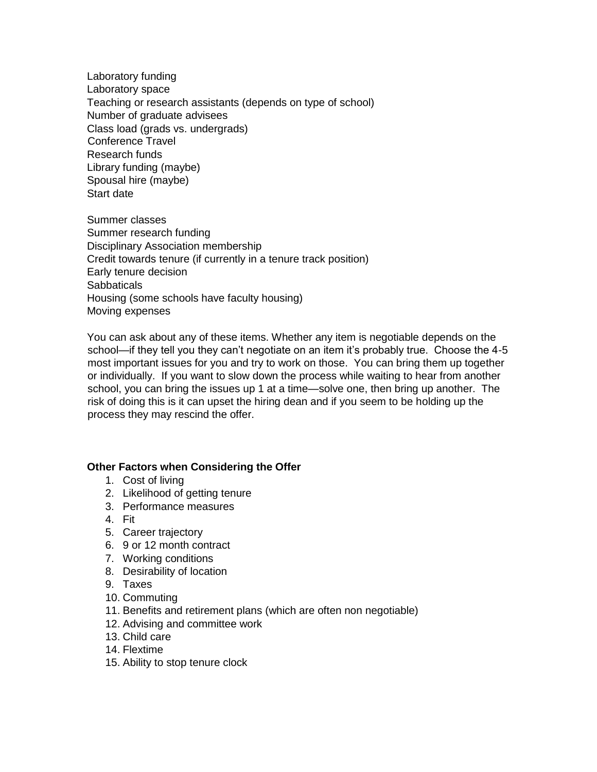Laboratory funding
Laboratory space
Teaching or research assistants (depends on type of school)
Number of graduate advisees
Class load (grads vs. undergrads)
Conference Travel
Research funds
Library funding (maybe)
Spousal hire (maybe)
Start date

Summer classes
Summer research funding
Disciplinary Association membership
Credit towards tenure (if currently in a tenure track position)
Early tenure decision
Sabbaticals
Housing (some schools have faculty housing)
Moving expenses

You can ask about any of these items. Whether any item is negotiable depends on the school—if they tell you they can't negotiate on an item it's probably true. Choose the 4-5 most important issues for you and try to work on those. You can bring them up together or individually. If you want to slow down the process while waiting to hear from another school, you can bring the issues up 1 at a time—solve one, then bring up another. The risk of doing this is it can upset the hiring dean and if you seem to be holding up the process they may rescind the offer.

**Other Factors when Considering the Offer**

1. Cost of living
2. Likelihood of getting tenure
3. Performance measures
4. Fit
5. Career trajectory
6. 9 or 12 month contract
7. Working conditions
8. Desirability of location
9. Taxes
10. Commuting
11. Benefits and retirement plans (which are often non negotiable)
12. Advising and committee work
13. Child care
14. Flextime
15. Ability to stop tenure clock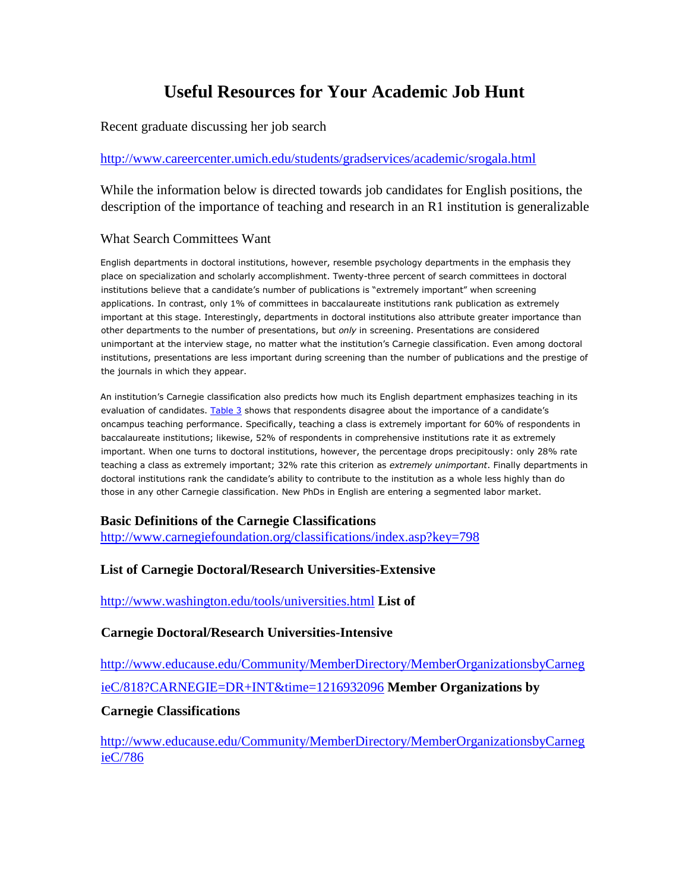# Useful Resources for Your Academic Job Hunt

Recent graduate discussing her job search

http://www.careercenter.umich.edu/students/gradservices/academic/srogala.html

While the information below is directed towards job candidates for English positions, the description of the importance of teaching and research in an R1 institution is generalizable

What Search Committees Want

English departments in doctoral institutions, however, resemble psychology departments in the emphasis they place on specialization and scholarly accomplishment. Twenty-three percent of search committees in doctoral institutions believe that a candidate's number of publications is "extremely important" when screening applications. In contrast, only 1% of committees in baccalaureate institutions rank publication as extremely important at this stage. Interestingly, departments in doctoral institutions also attribute greater importance than other departments to the number of presentations, but *only* in screening. Presentations are considered unimportant at the interview stage, no matter what the institution's Carnegie classification. Even among doctoral institutions, presentations are less important during screening than the number of publications and the prestige of the journals in which they appear.

An institution's Carnegie classification also predicts how much its English department emphasizes teaching in its evaluation of candidates. Table 3 shows that respondents disagree about the importance of a candidate's oncampus teaching performance. Specifically, teaching a class is extremely important for 60% of respondents in baccalaureate institutions; likewise, 52% of respondents in comprehensive institutions rate it as extremely important. When one turns to doctoral institutions, however, the percentage drops precipitously: only 28% rate teaching a class as extremely important; 32% rate this criterion as *extremely unimportant*. Finally departments in doctoral institutions rank the candidate's ability to contribute to the institution as a whole less highly than do those in any other Carnegie classification. New PhDs in English are entering a segmented labor market.

**Basic Definitions of the Carnegie Classifications**
http://www.carnegiefoundation.org/classifications/index.asp?key=798

**List of Carnegie Doctoral/Research Universities-Extensive**

http://www.washington.edu/tools/universities.html

**List of Carnegie Doctoral/Research Universities-Intensive**

http://www.educause.edu/Community/MemberDirectory/MemberOrganizationsbyCarnegieC/818?CARNEGIE=DR+INT&time=1216932096

**Member Organizations by Carnegie Classifications**

http://www.educause.edu/Community/MemberDirectory/MemberOrganizationsbyCarnegieC/786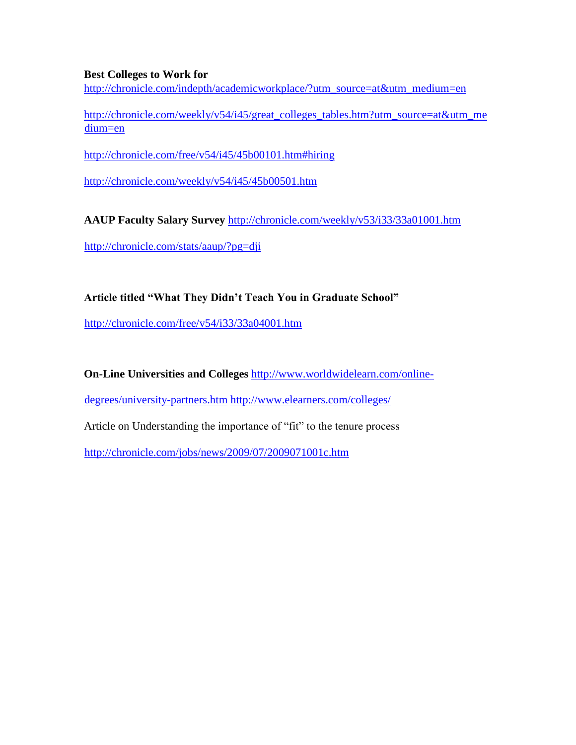**Best Colleges to Work for**
http://chronicle.com/indepth/academicworkplace/?utm_source=at&utm_medium=en

http://chronicle.com/weekly/v54/i45/great_colleges_tables.htm?utm_source=at&utm_medium=en

http://chronicle.com/free/v54/i45/45b00101.htm#hiring

http://chronicle.com/weekly/v54/i45/45b00501.htm

**AAUP Faculty Salary Survey** http://chronicle.com/weekly/v53/i33/33a01001.htm

http://chronicle.com/stats/aaup/?pg=dji

**Article titled "What They Didn't Teach You in Graduate School"**

http://chronicle.com/free/v54/i33/33a04001.htm

**On-Line Universities and Colleges** http://www.worldwidelearn.com/online-degrees/university-partners.htm http://www.elearners.com/colleges/

Article on Understanding the importance of "fit" to the tenure process

http://chronicle.com/jobs/news/2009/07/2009071001c.htm